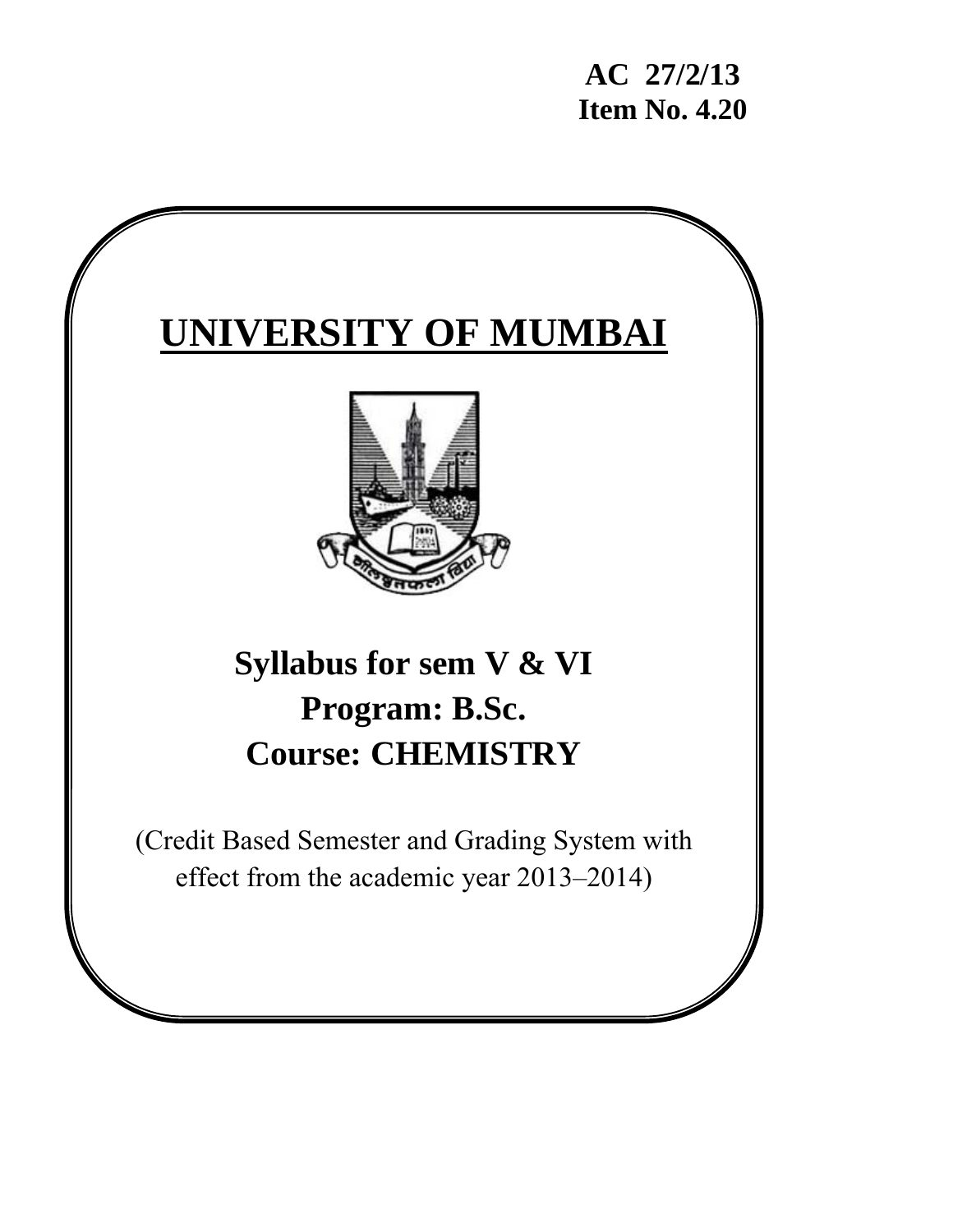**AC 27/2/13**
**Item No. 4.20**

# UNIVERSITY OF MUMBAI

## Syllabus for sem V & VI
## Program: B.Sc.
## Course: CHEMISTRY

(Credit Based Semester and Grading System with effect from the academic year 2013–2014)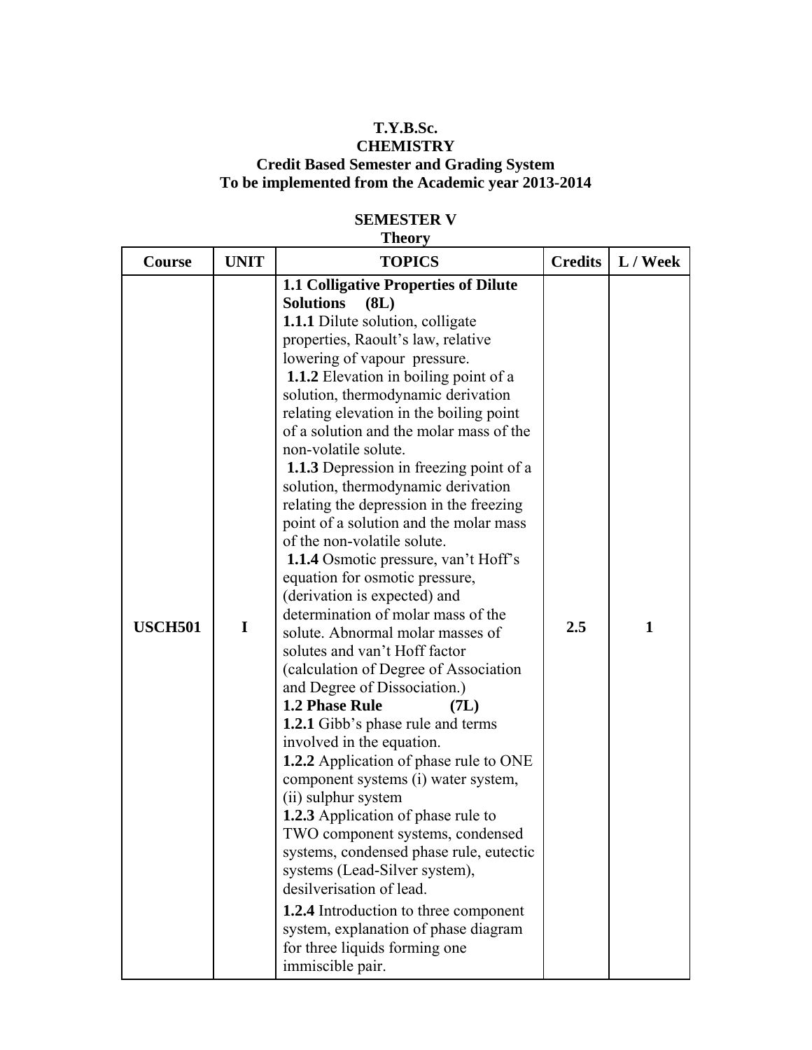**T.Y.B.Sc.**
**CHEMISTRY**
**Credit Based Semester and Grading System**
**To be implemented from the Academic year 2013-2014**

**SEMESTER V**
**Theory**

| Course | UNIT | TOPICS | Credits | L / Week |
|---|---|---|---|---|
| **USCH501** | **I** | **1.1 Colligative Properties of Dilute Solutions (8L)**<br>**1.1.1** Dilute solution, colligate properties, Raoult's law, relative lowering of vapour pressure.<br>**1.1.2** Elevation in boiling point of a solution, thermodynamic derivation relating elevation in the boiling point of a solution and the molar mass of the non-volatile solute.<br>**1.1.3** Depression in freezing point of a solution, thermodynamic derivation relating the depression in the freezing point of a solution and the molar mass of the non-volatile solute.<br>**1.1.4** Osmotic pressure, van't Hoff's equation for osmotic pressure, (derivation is expected) and determination of molar mass of the solute. Abnormal molar masses of solutes and van't Hoff factor (calculation of Degree of Association and Degree of Dissociation.)<br>**1.2 Phase Rule (7L)**<br>**1.2.1** Gibb's phase rule and terms involved in the equation.<br>**1.2.2** Application of phase rule to ONE component systems (i) water system, (ii) sulphur system<br>**1.2.3** Application of phase rule to TWO component systems, condensed systems, condensed phase rule, eutectic systems (Lead-Silver system), desilverisation of lead.<br>**1.2.4** Introduction to three component system, explanation of phase diagram for three liquids forming one immiscible pair. | **2.5** | **1** |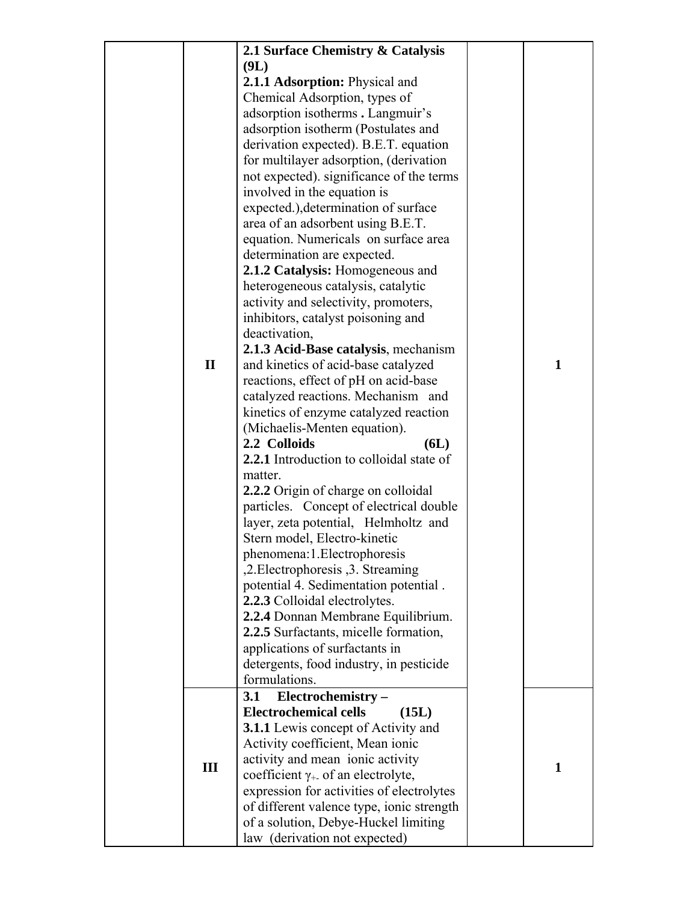| | | | | |
|---|---|---|---|---|
| | II | **2.1 Surface Chemistry & Catalysis (9L)**<br>**2.1.1 Adsorption:** Physical and Chemical Adsorption, types of adsorption isotherms **.** Langmuir's adsorption isotherm (Postulates and derivation expected). B.E.T. equation for multilayer adsorption, (derivation not expected). significance of the terms involved in the equation is expected.),determination of surface area of an adsorbent using B.E.T. equation. Numericals on surface area determination are expected.<br>**2.1.2 Catalysis:** Homogeneous and heterogeneous catalysis, catalytic activity and selectivity, promoters, inhibitors, catalyst poisoning and deactivation,<br>**2.1.3 Acid-Base catalysis**, mechanism and kinetics of acid-base catalyzed reactions, effect of pH on acid-base catalyzed reactions. Mechanism and kinetics of enzyme catalyzed reaction (Michaelis-Menten equation).<br>**2.2 Colloids (6L)**<br>**2.2.1** Introduction to colloidal state of matter.<br>**2.2.2** Origin of charge on colloidal particles. Concept of electrical double layer, zeta potential, Helmholtz and Stern model, Electro-kinetic phenomena:1.Electrophoresis ,2.Electrophoresis ,3. Streaming potential 4. Sedimentation potential .<br>**2.2.3** Colloidal electrolytes.<br>**2.2.4** Donnan Membrane Equilibrium.<br>**2.2.5** Surfactants, micelle formation, applications of surfactants in detergents, food industry, in pesticide formulations. | | 1 |
| | III | **3.1 Electrochemistry – Electrochemical cells (15L)**<br>**3.1.1** Lewis concept of Activity and Activity coefficient, Mean ionic activity and mean ionic activity coefficient $\gamma_{+-}$ of an electrolyte, expression for activities of electrolytes of different valence type, ionic strength of a solution, Debye-Huckel limiting law (derivation not expected) | | 1 |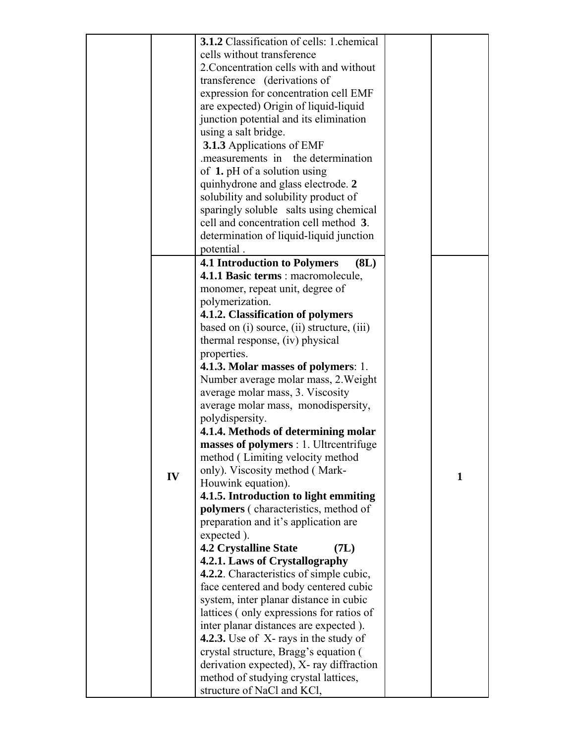| | | | | |
|---|---|---|---|---|
| | | **3.1.2** Classification of cells: 1.chemical cells without transference 2.Concentration cells with and without transference (derivations of expression for concentration cell EMF are expected) Origin of liquid-liquid junction potential and its elimination using a salt bridge. **3.1.3** Applications of EMF .measurements in the determination of **1.** pH of a solution using quinhydrone and glass electrode. **2** solubility and solubility product of sparingly soluble salts using chemical cell and concentration cell method **3**. determination of liquid-liquid junction potential . | | |
| | **IV** | **4.1 Introduction to Polymers (8L)** **4.1.1 Basic terms** : macromolecule, monomer, repeat unit, degree of polymerization. **4.1.2. Classification of polymers** based on (i) source, (ii) structure, (iii) thermal response, (iv) physical properties. **4.1.3. Molar masses of polymers**: 1. Number average molar mass, 2.Weight average molar mass, 3. Viscosity average molar mass, monodispersity, polydispersity. **4.1.4. Methods of determining molar masses of polymers** : 1. Ultrcentrifuge method ( Limiting velocity method only). Viscosity method ( Mark-Houwink equation). **4.1.5. Introduction to light emmiting polymers** ( characteristics, method of preparation and it's application are expected ). **4.2 Crystalline State (7L)** **4.2.1. Laws of Crystallography** **4.2.2**. Characteristics of simple cubic, face centered and body centered cubic system, inter planar distance in cubic lattices ( only expressions for ratios of inter planar distances are expected ). **4.2.3.** Use of X- rays in the study of crystal structure, Bragg's equation ( derivation expected), X- ray diffraction method of studying crystal lattices, structure of NaCl and KCl, | | **1** |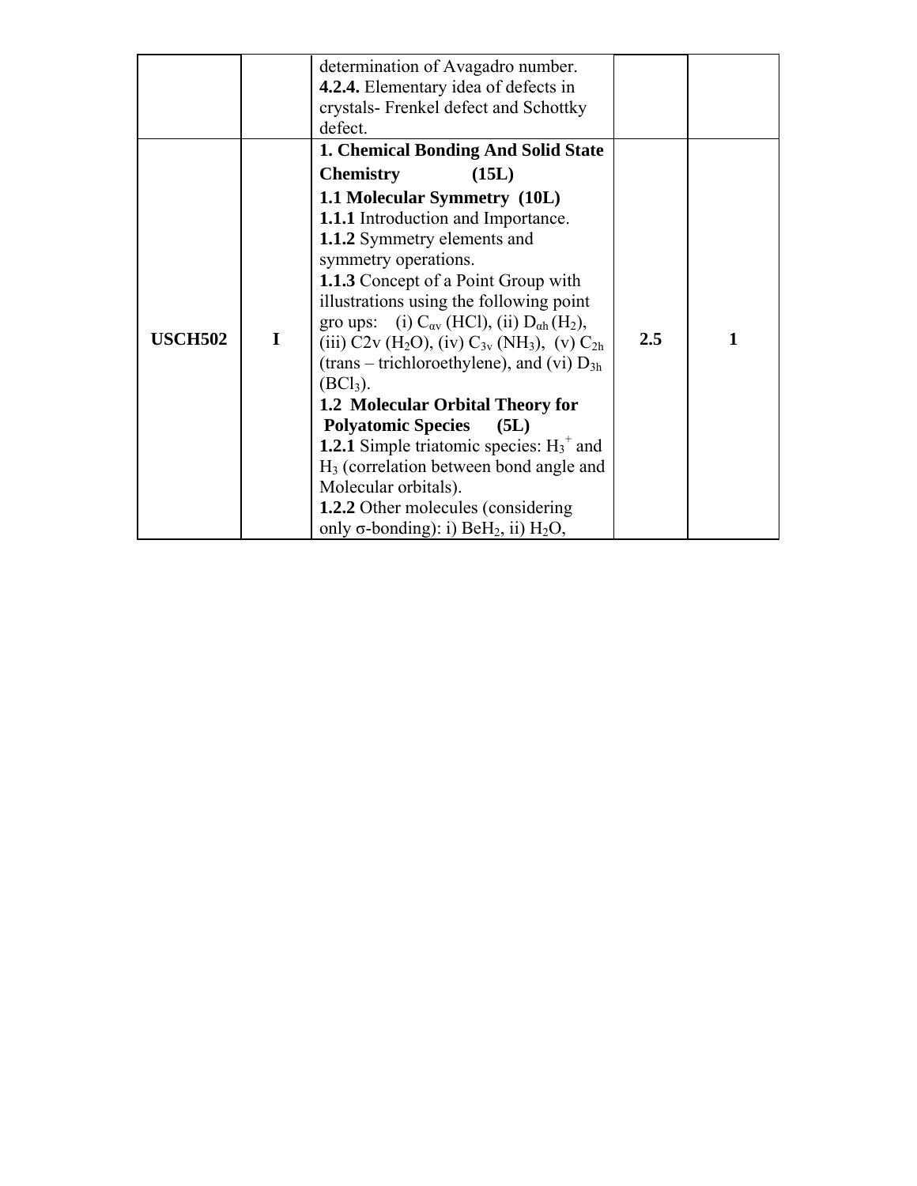| | | | | |
|---|---|---|---|---|
| | | determination of Avagadro number.<br>**4.2.4.** Elementary idea of defects in crystals- Frenkel defect and Schottky defect. | | |
| **USCH502** | **I** | **1. Chemical Bonding And Solid State Chemistry (15L)**<br>**1.1 Molecular Symmetry (10L)**<br>**1.1.1** Introduction and Importance.<br>**1.1.2** Symmetry elements and symmetry operations.<br>**1.1.3** Concept of a Point Group with illustrations using the following point gro ups: (i) $C_{\alpha v}$ (HCl), (ii) $D_{\alpha h}$ ($H_2$), (iii) C2v ($H_2O$), (iv) $C_{3v}$ ($NH_3$), (v) $C_{2h}$ (trans – trichloroethylene), and (vi) $D_{3h}$ ($BCl_3$).<br>**1.2 Molecular Orbital Theory for Polyatomic Species (5L)**<br>**1.2.1** Simple triatomic species: $H_3^+$ and $H_3$ (correlation between bond angle and Molecular orbitals).<br>**1.2.2** Other molecules (considering only σ-bonding): i) $BeH_2$, ii) $H_2O$, | **2.5** | **1** |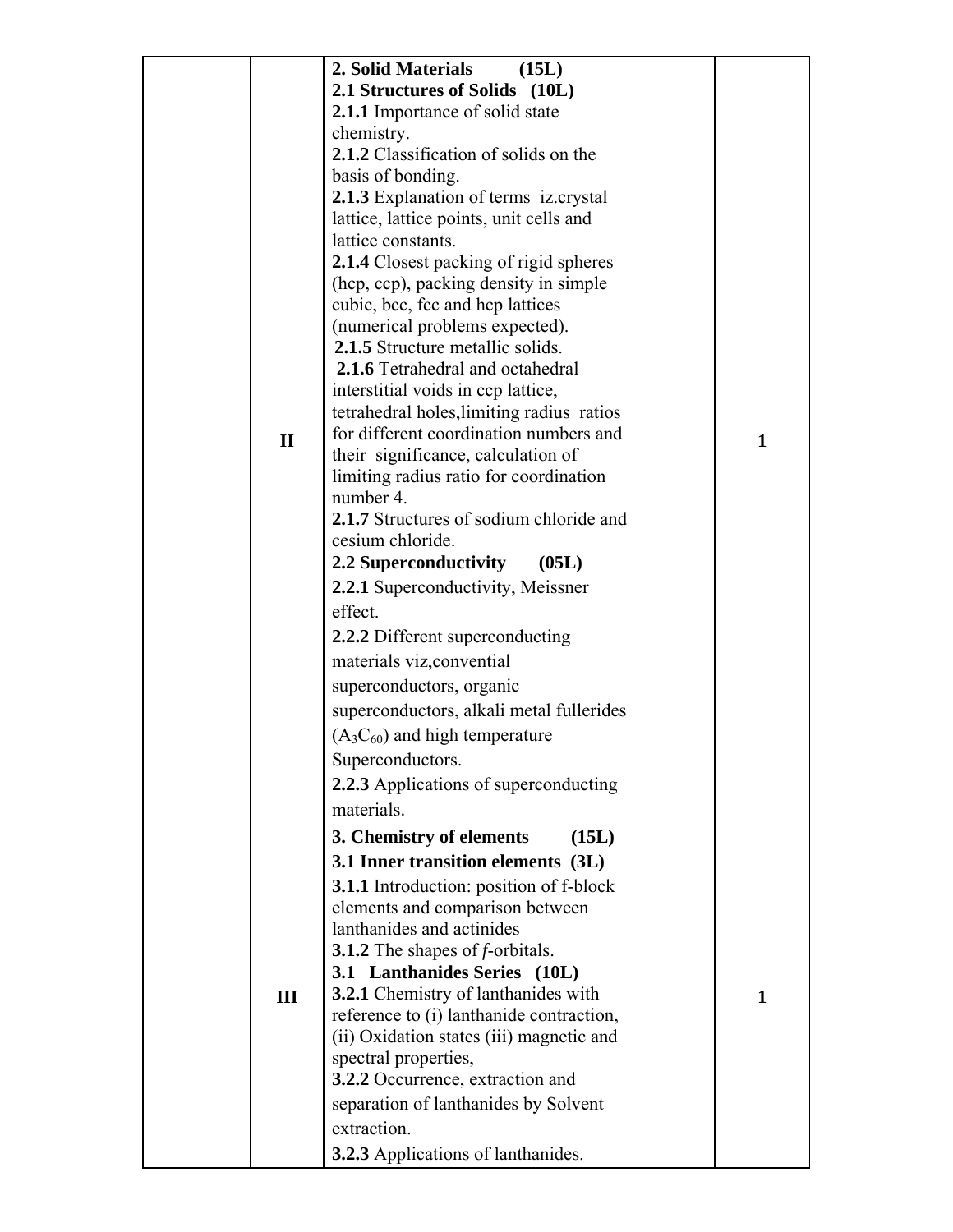|  |  |  |  |  |
|---|---|---|---|---|
|  | II | **2. Solid Materials (15L)**<br>**2.1 Structures of Solids (10L)**<br>**2.1.1** Importance of solid state chemistry.<br>**2.1.2** Classification of solids on the basis of bonding.<br>**2.1.3** Explanation of terms iz.crystal lattice, lattice points, unit cells and lattice constants.<br>**2.1.4** Closest packing of rigid spheres (hcp, ccp), packing density in simple cubic, bcc, fcc and hcp lattices (numerical problems expected).<br>**2.1.5** Structure metallic solids.<br>**2.1.6** Tetrahedral and octahedral interstitial voids in ccp lattice, tetrahedral holes,limiting radius ratios for different coordination numbers and their significance, calculation of limiting radius ratio for coordination number 4.<br>**2.1.7** Structures of sodium chloride and cesium chloride.<br>**2.2 Superconductivity (05L)**<br>**2.2.1** Superconductivity, Meissner effect.<br>**2.2.2** Different superconducting materials viz,convential superconductors, organic superconductors, alkali metal fullerides ($A_3C_{60}$) and high temperature Superconductors.<br>**2.2.3** Applications of superconducting materials. |  | 1 |
|  | III | **3. Chemistry of elements (15L)**<br>**3.1 Inner transition elements (3L)**<br>**3.1.1** Introduction: position of f-block elements and comparison between lanthanides and actinides<br>**3.1.2** The shapes of *f*-orbitals.<br>**3.1 Lanthanides Series (10L)**<br>**3.2.1** Chemistry of lanthanides with reference to (i) lanthanide contraction, (ii) Oxidation states (iii) magnetic and spectral properties,<br>**3.2.2** Occurrence, extraction and separation of lanthanides by Solvent extraction.<br>**3.2.3** Applications of lanthanides. |  | 1 |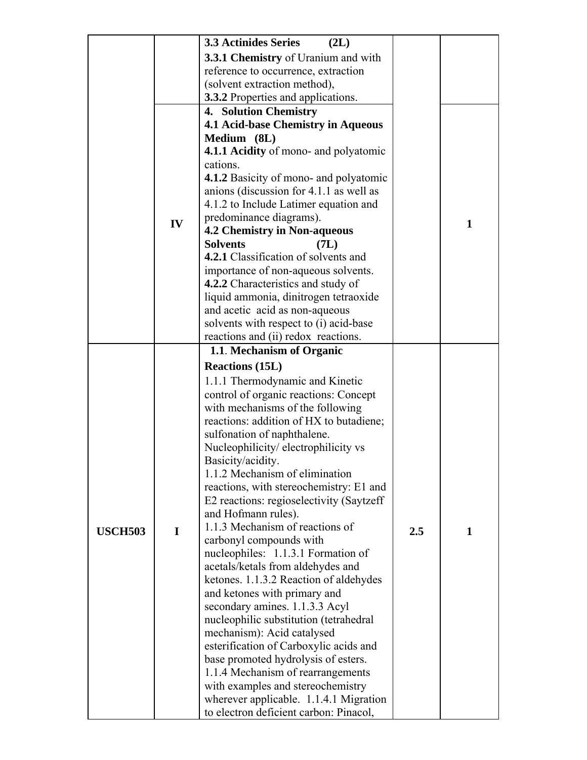| | | | | |
|---|---|---|---|---|
| | | **3.3 Actinides Series (2L)**<br>**3.3.1 Chemistry** of Uranium and with reference to occurrence, extraction (solvent extraction method),<br>**3.3.2** Properties and applications. | | |
| | IV | **4. Solution Chemistry**<br>**4.1 Acid-base Chemistry in Aqueous Medium (8L)**<br>**4.1.1 Acidity** of mono- and polyatomic cations.<br>**4.1.2** Basicity of mono- and polyatomic anions (discussion for 4.1.1 as well as 4.1.2 to Include Latimer equation and predominance diagrams).<br>**4.2 Chemistry in Non-aqueous Solvents (7L)**<br>**4.2.1** Classification of solvents and importance of non-aqueous solvents.<br>**4.2.2** Characteristics and study of liquid ammonia, dinitrogen tetraoxide and acetic acid as non-aqueous solvents with respect to (i) acid-base reactions and (ii) redox reactions. | | 1 |
| **USCH503** | **I** | **1.1**. **Mechanism of Organic Reactions (15L)**<br>1.1.1 Thermodynamic and Kinetic control of organic reactions: Concept with mechanisms of the following reactions: addition of HX to butadiene; sulfonation of naphthalene. Nucleophilicity/ electrophilicity vs Basicity/acidity.<br>1.1.2 Mechanism of elimination reactions, with stereochemistry: E1 and E2 reactions: regioselectivity (Saytzeff and Hofmann rules).<br>1.1.3 Mechanism of reactions of carbonyl compounds with nucleophiles: 1.1.3.1 Formation of acetals/ketals from aldehydes and ketones. 1.1.3.2 Reaction of aldehydes and ketones with primary and secondary amines. 1.1.3.3 Acyl nucleophilic substitution (tetrahedral mechanism): Acid catalysed esterification of Carboxylic acids and base promoted hydrolysis of esters.<br>1.1.4 Mechanism of rearrangements with examples and stereochemistry wherever applicable. 1.1.4.1 Migration to electron deficient carbon: Pinacol, | **2.5** | **1** |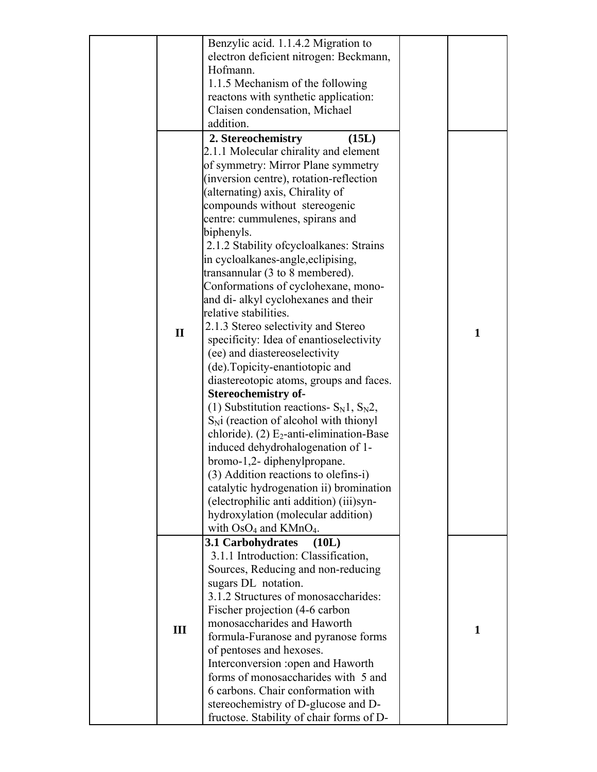| | | | | |
|---|---|---|---|---|
| | | Benzylic acid. 1.1.4.2 Migration to electron deficient nitrogen: Beckmann, Hofmann.<br>1.1.5 Mechanism of the following reactons with synthetic application: Claisen condensation, Michael addition. | | |
| | **II** | **2. Stereochemistry (15L)**<br>2.1.1 Molecular chirality and element of symmetry: Mirror Plane symmetry (inversion centre), rotation-reflection (alternating) axis, Chirality of compounds without stereogenic centre: cummulenes, spirans and biphenyls.<br>2.1.2 Stability ofcycloalkanes: Strains in cycloalkanes-angle,eclipising, transannular (3 to 8 membered). Conformations of cyclohexane, mono- and di- alkyl cyclohexanes and their relative stabilities.<br>2.1.3 Stereo selectivity and Stereo specificity: Idea of enantioselectivity (ee) and diastereoselectivity (de).Topicity-enantiotopic and diastereotopic atoms, groups and faces.<br>**Stereochemistry of-**<br>(1) Substitution reactions- $S_N1$, $S_N2$, $S_Ni$ (reaction of alcohol with thionyl chloride). (2) $E_2$-anti-elimination-Base induced dehydrohalogenation of 1-bromo-1,2- diphenylpropane.<br>(3) Addition reactions to olefins-i) catalytic hydrogenation ii) bromination (electrophilic anti addition) (iii)syn-hydroxylation (molecular addition) with $OsO_4$ and $KMnO_4$. | | **1** |
| | **III** | **3.1 Carbohydrates (10L)**<br>3.1.1 Introduction: Classification, Sources, Reducing and non-reducing sugars DL notation.<br>3.1.2 Structures of monosaccharides: Fischer projection (4-6 carbon monosaccharides and Haworth formula-Furanose and pyranose forms of pentoses and hexoses. Interconversion :open and Haworth forms of monosaccharides with 5 and 6 carbons. Chair conformation with stereochemistry of D-glucose and D-fructose. Stability of chair forms of D- | | **1** |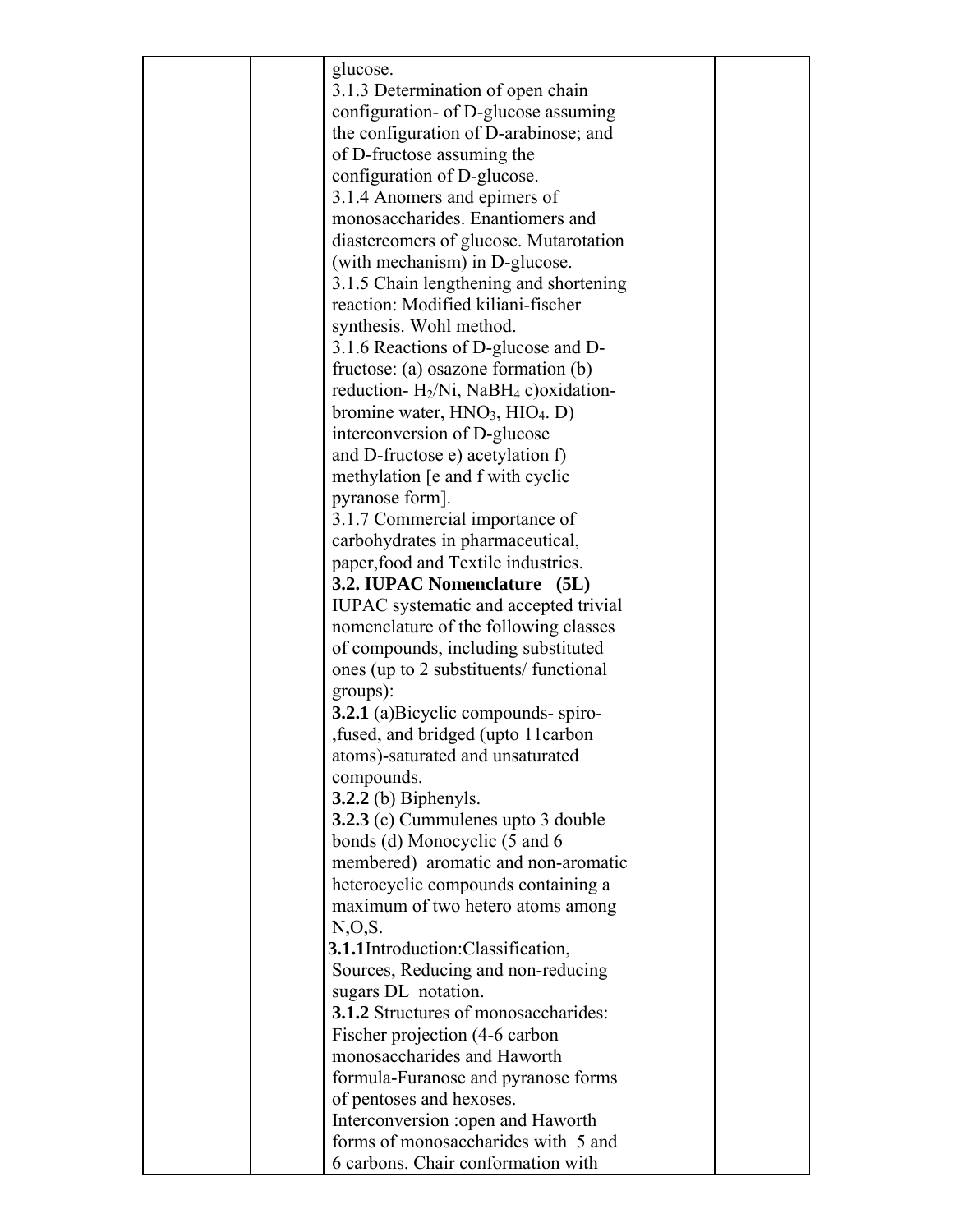| | | | | |
|---|---|---|---|---|
| | | glucose.<br>3.1.3 Determination of open chain configuration- of D-glucose assuming the configuration of D-arabinose; and of D-fructose assuming the configuration of D-glucose.<br>3.1.4 Anomers and epimers of monosaccharides. Enantiomers and diastereomers of glucose. Mutarotation (with mechanism) in D-glucose.<br>3.1.5 Chain lengthening and shortening reaction: Modified kiliani-fischer synthesis. Wohl method.<br>3.1.6 Reactions of D-glucose and D-fructose: (a) osazone formation (b) reduction- $H_2$/Ni, $NaBH_4$ c)oxidation- bromine water, $HNO_3$, $HIO_4$. D) interconversion of D-glucose and D-fructose e) acetylation f) methylation [e and f with cyclic pyranose form].<br>3.1.7 Commercial importance of carbohydrates in pharmaceutical, paper,food and Textile industries.<br>**3.2. IUPAC Nomenclature (5L)**<br>IUPAC systematic and accepted trivial nomenclature of the following classes of compounds, including substituted ones (up to 2 substituents/ functional groups):<br>**3.2.1** (a)Bicyclic compounds- spiro- ,fused, and bridged (upto 11carbon atoms)-saturated and unsaturated compounds.<br>**3.2.2** (b) Biphenyls.<br>**3.2.3** (c) Cummulenes upto 3 double bonds (d) Monocyclic (5 and 6 membered) aromatic and non-aromatic heterocyclic compounds containing a maximum of two hetero atoms among N,O,S.<br>**3.1.1**Introduction:Classification, Sources, Reducing and non-reducing sugars DL notation.<br>**3.1.2** Structures of monosaccharides: Fischer projection (4-6 carbon monosaccharides and Haworth formula-Furanose and pyranose forms of pentoses and hexoses.<br>Interconversion :open and Haworth forms of monosaccharides with 5 and 6 carbons. Chair conformation with | | |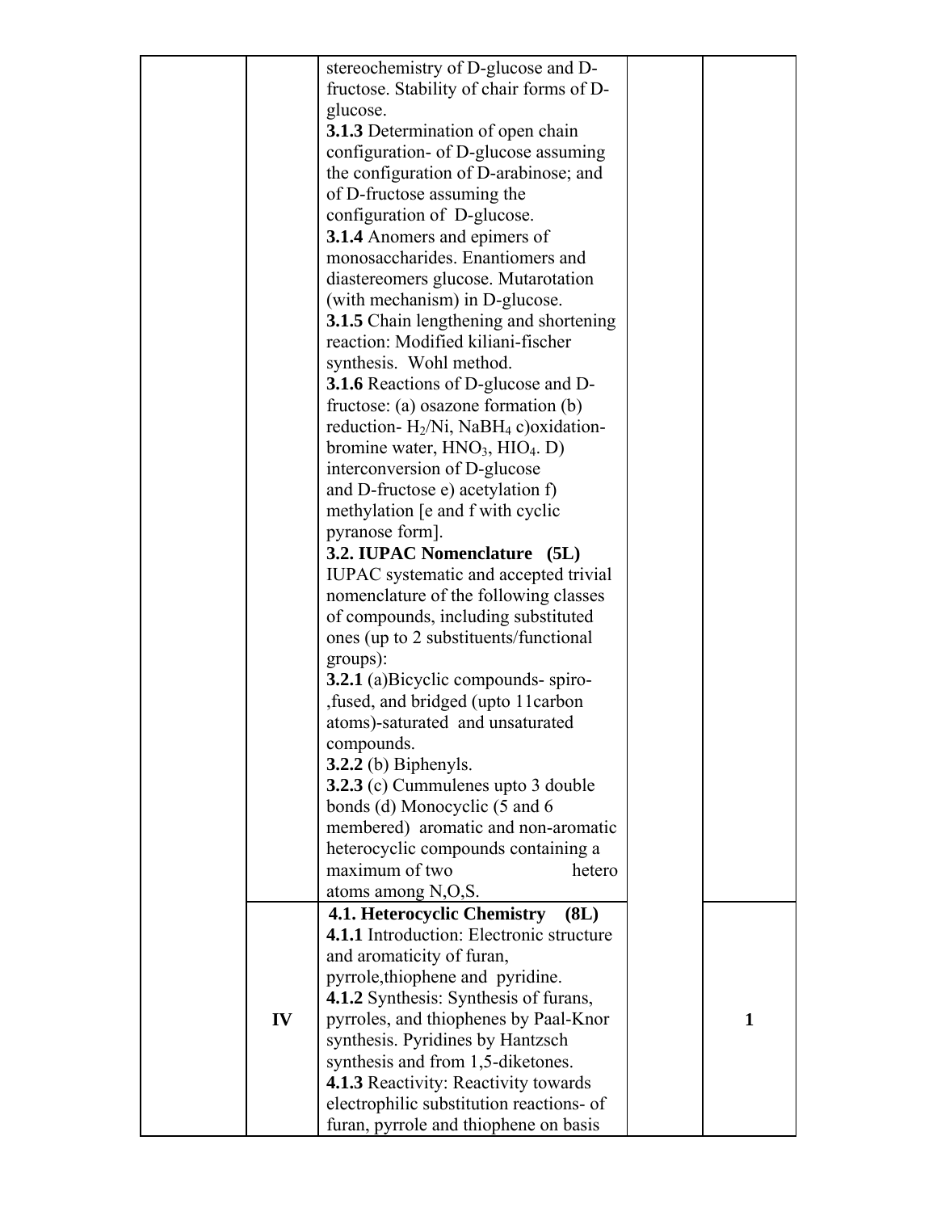| | | | | |
|---|---|---|---|---|
| | | stereochemistry of D-glucose and D-fructose. Stability of chair forms of D-glucose.<br>**3.1.3** Determination of open chain configuration- of D-glucose assuming the configuration of D-arabinose; and of D-fructose assuming the configuration of D-glucose.<br>**3.1.4** Anomers and epimers of monosaccharides. Enantiomers and diastereomers glucose. Mutarotation (with mechanism) in D-glucose.<br>**3.1.5** Chain lengthening and shortening reaction: Modified kiliani-fischer synthesis. Wohl method.<br>**3.1.6** Reactions of D-glucose and D-fructose: (a) osazone formation (b) reduction- $H_2$/Ni, $NaBH_4$ c)oxidation-bromine water, $HNO_3$, $HIO_4$. D) interconversion of D-glucose and D-fructose e) acetylation f) methylation [e and f with cyclic pyranose form].<br>**3.2. IUPAC Nomenclature (5L)**<br>IUPAC systematic and accepted trivial nomenclature of the following classes of compounds, including substituted ones (up to 2 substituents/functional groups):<br>**3.2.1** (a)Bicyclic compounds- spiro-,fused, and bridged (upto 11carbon atoms)-saturated and unsaturated compounds.<br>**3.2.2** (b) Biphenyls.<br>**3.2.3** (c) Cummulenes upto 3 double bonds (d) Monocyclic (5 and 6 membered) aromatic and non-aromatic heterocyclic compounds containing a maximum of two hetero atoms among N,O,S. | | |
| | **IV** | **4.1. Heterocyclic Chemistry (8L)**<br>**4.1.1** Introduction: Electronic structure and aromaticity of furan, pyrrole,thiophene and pyridine.<br>**4.1.2** Synthesis: Synthesis of furans, pyrroles, and thiophenes by Paal-Knor synthesis. Pyridines by Hantzsch synthesis and from 1,5-diketones.<br>**4.1.3** Reactivity: Reactivity towards electrophilic substitution reactions- of furan, pyrrole and thiophene on basis | | **1** |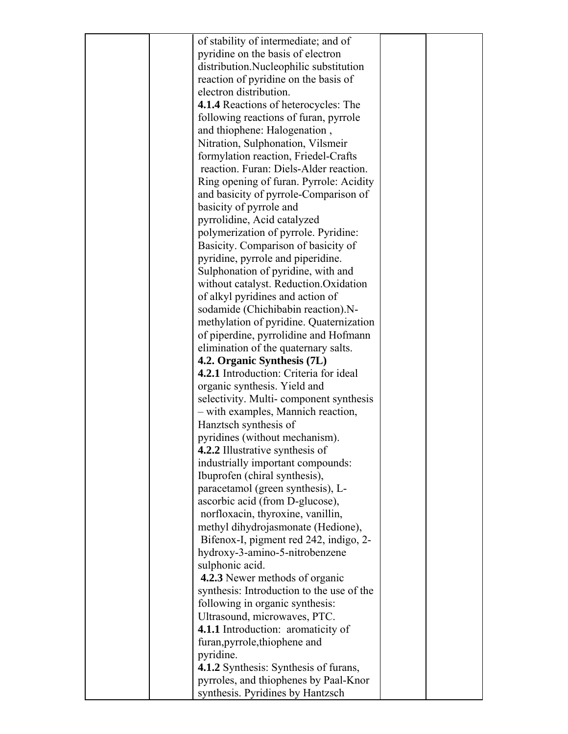| | | | | |
|---|---|---|---|---|
| | | of stability of intermediate; and of pyridine on the basis of electron distribution.Nucleophilic substitution reaction of pyridine on the basis of electron distribution.<br>**4.1.4** Reactions of heterocycles: The following reactions of furan, pyrrole and thiophene: Halogenation , Nitration, Sulphonation, Vilsmeir formylation reaction, Friedel-Crafts reaction. Furan: Diels-Alder reaction. Ring opening of furan. Pyrrole: Acidity and basicity of pyrrole-Comparison of basicity of pyrrole and pyrrolidine, Acid catalyzed polymerization of pyrrole. Pyridine: Basicity. Comparison of basicity of pyridine, pyrrole and piperidine. Sulphonation of pyridine, with and without catalyst. Reduction.Oxidation of alkyl pyridines and action of sodamide (Chichibabin reaction).N-methylation of pyridine. Quaternization of piperdine, pyrrolidine and Hofmann elimination of the quaternary salts.<br>**4.2. Organic Synthesis (7L)**<br>**4.2.1** Introduction: Criteria for ideal organic synthesis. Yield and selectivity. Multi- component synthesis – with examples, Mannich reaction, Hanztsch synthesis of pyridines (without mechanism).<br>**4.2.2** Illustrative synthesis of industrially important compounds: Ibuprofen (chiral synthesis), paracetamol (green synthesis), L-ascorbic acid (from D-glucose), norfloxacin, thyroxine, vanillin, methyl dihydrojasmonate (Hedione), Bifenox-I, pigment red 242, indigo, 2-hydroxy-3-amino-5-nitrobenzene sulphonic acid.<br>**4.2.3** Newer methods of organic synthesis: Introduction to the use of the following in organic synthesis: Ultrasound, microwaves, PTC.<br>**4.1.1** Introduction: aromaticity of furan,pyrrole,thiophene and pyridine.<br>**4.1.2** Synthesis: Synthesis of furans, pyrroles, and thiophenes by Paal-Knor synthesis. Pyridines by Hantzsch | | |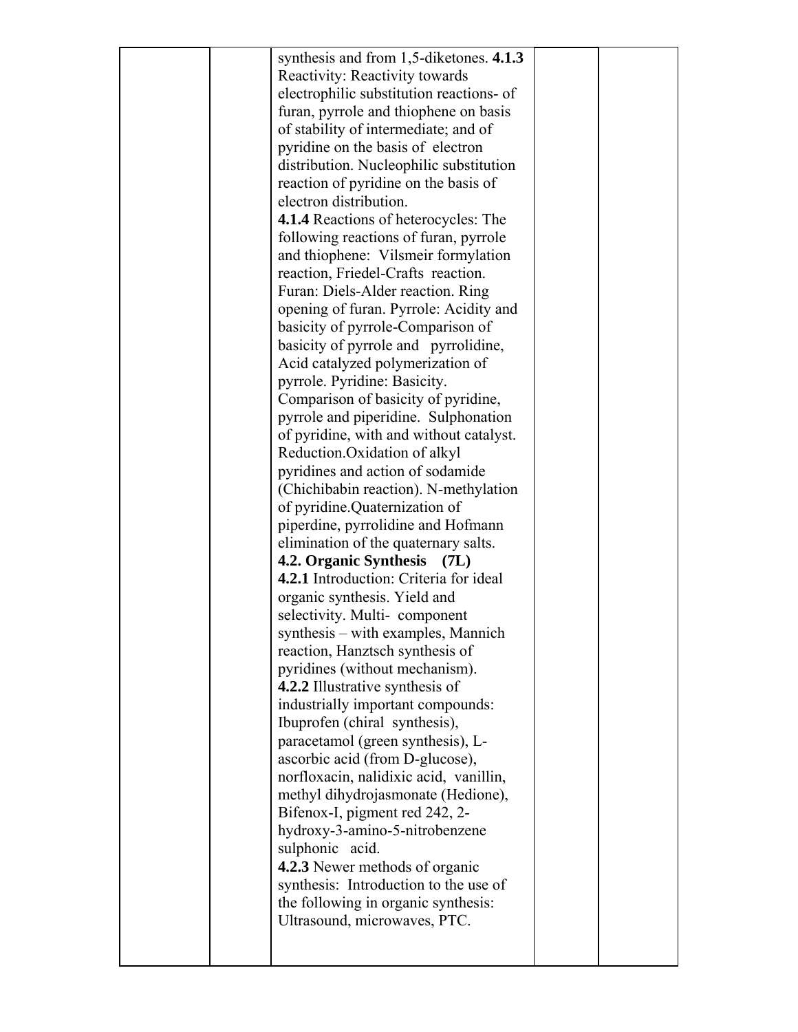| | | | | |
|---|---|---|---|---|
| | | synthesis and from 1,5-diketones. **4.1.3** Reactivity: Reactivity towards electrophilic substitution reactions- of furan, pyrrole and thiophene on basis of stability of intermediate; and of pyridine on the basis of electron distribution. Nucleophilic substitution reaction of pyridine on the basis of electron distribution.<br>**4.1.4** Reactions of heterocycles: The following reactions of furan, pyrrole and thiophene: Vilsmeir formylation reaction, Friedel-Crafts reaction. Furan: Diels-Alder reaction. Ring opening of furan. Pyrrole: Acidity and basicity of pyrrole-Comparison of basicity of pyrrole and pyrrolidine, Acid catalyzed polymerization of pyrrole. Pyridine: Basicity. Comparison of basicity of pyridine, pyrrole and piperidine. Sulphonation of pyridine, with and without catalyst. Reduction.Oxidation of alkyl pyridines and action of sodamide (Chichibabin reaction). N-methylation of pyridine.Quaternization of piperdine, pyrrolidine and Hofmann elimination of the quaternary salts.<br>**4.2. Organic Synthesis (7L)**<br>**4.2.1** Introduction: Criteria for ideal organic synthesis. Yield and selectivity. Multi- component synthesis – with examples, Mannich reaction, Hanztsch synthesis of pyridines (without mechanism).<br>**4.2.2** Illustrative synthesis of industrially important compounds: Ibuprofen (chiral synthesis), paracetamol (green synthesis), L-ascorbic acid (from D-glucose), norfloxacin, nalidixic acid, vanillin, methyl dihydrojasmonate (Hedione), Bifenox-I, pigment red 242, 2-hydroxy-3-amino-5-nitrobenzene sulphonic acid.<br>**4.2.3** Newer methods of organic synthesis: Introduction to the use of the following in organic synthesis: Ultrasound, microwaves, PTC. | | |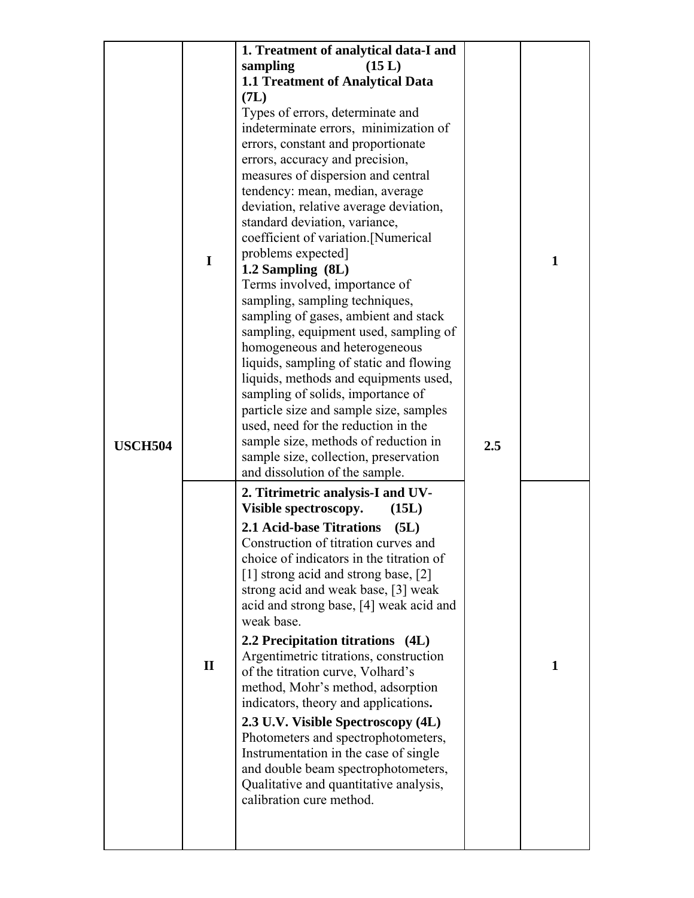| | | | | |
|---|---|---|---|---|
| USCH504 | I | **1. Treatment of analytical data-I and sampling (15 L)**<br>**1.1 Treatment of Analytical Data (7L)**<br>Types of errors, determinate and indeterminate errors, minimization of errors, constant and proportionate errors, accuracy and precision, measures of dispersion and central tendency: mean, median, average deviation, relative average deviation, standard deviation, variance, coefficient of variation.[Numerical problems expected]<br>**1.2 Sampling (8L)**<br>Terms involved, importance of sampling, sampling techniques, sampling of gases, ambient and stack sampling, equipment used, sampling of homogeneous and heterogeneous liquids, sampling of static and flowing liquids, methods and equipments used, sampling of solids, importance of particle size and sample size, samples used, need for the reduction in the sample size, methods of reduction in sample size, collection, preservation and dissolution of the sample. | 2.5 | 1 |
| | II | **2. Titrimetric analysis-I and UV-Visible spectroscopy. (15L)**<br>**2.1 Acid-base Titrations (5L)**<br>Construction of titration curves and choice of indicators in the titration of [1] strong acid and strong base, [2] strong acid and weak base, [3] weak acid and strong base, [4] weak acid and weak base.<br>**2.2 Precipitation titrations (4L)**<br>Argentimetric titrations, construction of the titration curve, Volhard's method, Mohr's method, adsorption indicators, theory and applications.<br>**2.3 U.V. Visible Spectroscopy (4L)**<br>Photometers and spectrophotometers, Instrumentation in the case of single and double beam spectrophotometers, Qualitative and quantitative analysis, calibration cure method. | | 1 |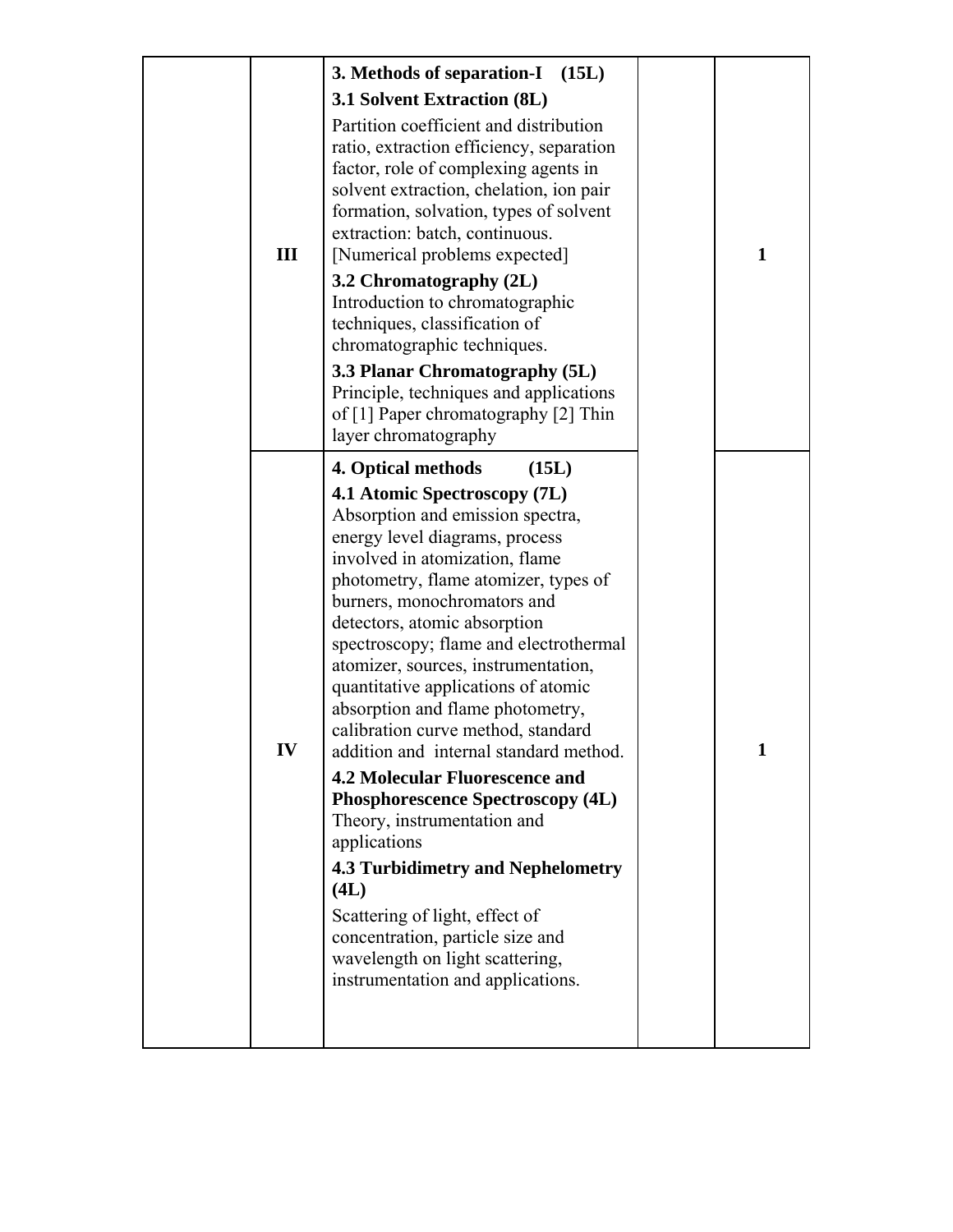| | | | | |
|---|---|---|---|---|
| | III | **3. Methods of separation-I (15L)**<br>**3.1 Solvent Extraction (8L)**<br>Partition coefficient and distribution ratio, extraction efficiency, separation factor, role of complexing agents in solvent extraction, chelation, ion pair formation, solvation, types of solvent extraction: batch, continuous. [Numerical problems expected]<br>**3.2 Chromatography (2L)**<br>Introduction to chromatographic techniques, classification of chromatographic techniques.<br>**3.3 Planar Chromatography (5L)**<br>Principle, techniques and applications of [1] Paper chromatography [2] Thin layer chromatography | | 1 |
| | IV | **4. Optical methods (15L)**<br>**4.1 Atomic Spectroscopy (7L)**<br>Absorption and emission spectra, energy level diagrams, process involved in atomization, flame photometry, flame atomizer, types of burners, monochromators and detectors, atomic absorption spectroscopy; flame and electrothermal atomizer, sources, instrumentation, quantitative applications of atomic absorption and flame photometry, calibration curve method, standard addition and internal standard method.<br>**4.2 Molecular Fluorescence and Phosphorescence Spectroscopy (4L)**<br>Theory, instrumentation and applications<br>**4.3 Turbidimetry and Nephelometry (4L)**<br>Scattering of light, effect of concentration, particle size and wavelength on light scattering, instrumentation and applications. | | 1 |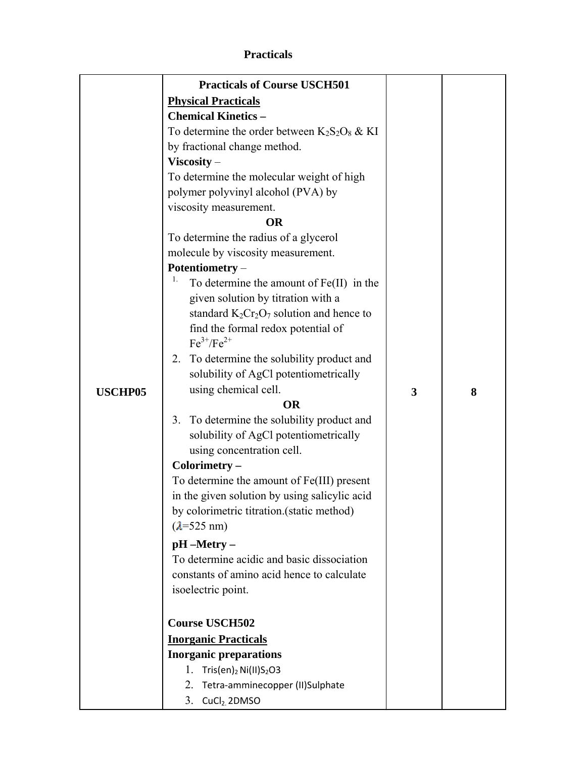## Practicals

| USCHP05 | **Practicals of Course USCH501**<br>**Physical Practicals**<br>**Chemical Kinetics –**<br>To determine the order between $K_2S_2O_8$ & KI by fractional change method.<br>**Viscosity** –<br>To determine the molecular weight of high polymer polyvinyl alcohol (PVA) by viscosity measurement.<br>**OR**<br>To determine the radius of a glycerol molecule by viscosity measurement.<br>**Potentiometry** –<br>1. To determine the amount of Fe(II) in the given solution by titration with a standard $K_2Cr_2O_7$ solution and hence to find the formal redox potential of $Fe^{3+}/Fe^{2+}$<br>2. To determine the solubility product and solubility of AgCl potentiometrically using chemical cell.<br>**OR**<br>3. To determine the solubility product and solubility of AgCl potentiometrically using concentration cell.<br>**Colorimetry –**<br>To determine the amount of Fe(III) present in the given solution by using salicylic acid by colorimetric titration.(static method) ($\lambda$=525 nm)<br>**pH –Metry –**<br>To determine acidic and basic dissociation constants of amino acid hence to calculate isoelectric point.<br><br>**Course USCH502**<br>**Inorganic Practicals**<br>**Inorganic preparations**<br>1. $Tris(en)_2 Ni(II)S_2O3$<br>2. Tetra-amminecopper (II)Sulphate<br>3. $CuCl_2$. 2DMSO | 3 | 8 |
|---|---|---|---|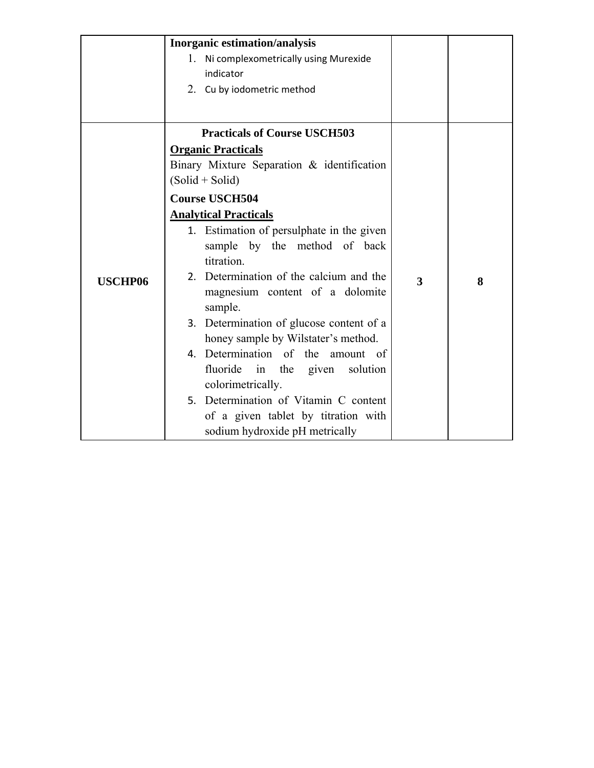| | | | |
|---|---|---|---|
| | **Inorganic estimation/analysis**<br>1. Ni complexometrically using Murexide indicator<br>2. Cu by iodometric method | | |
| **USCHP06** | **Practicals of Course USCH503**<br>**<u>Organic Practicals</u>**<br>Binary Mixture Separation & identification (Solid + Solid)<br>**Course USCH504**<br>**<u>Analytical Practicals</u>**<br>1. Estimation of persulphate in the given sample by the method of back titration.<br>2. Determination of the calcium and the magnesium content of a dolomite sample.<br>3. Determination of glucose content of a honey sample by Wilstater's method.<br>4. Determination of the amount of fluoride in the given solution colorimetrically.<br>5. Determination of Vitamin C content of a given tablet by titration with sodium hydroxide pH metrically | **3** | **8** |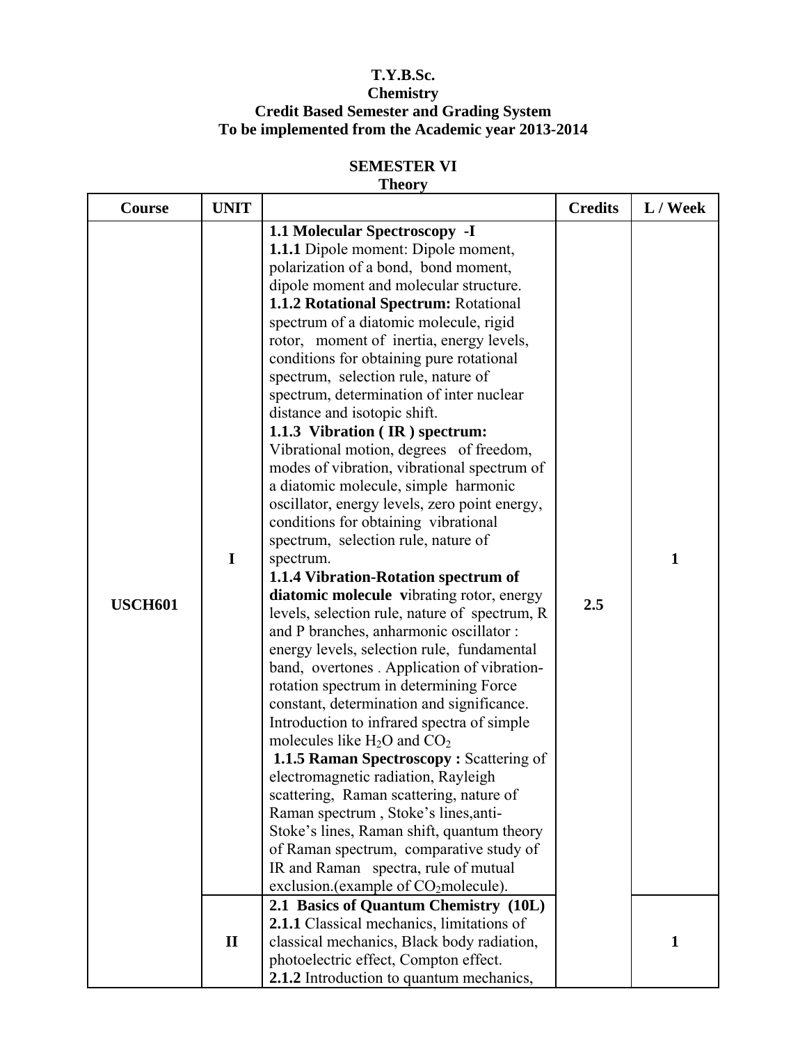**T.Y.B.Sc.**
**Chemistry**
**Credit Based Semester and Grading System**
**To be implemented from the Academic year 2013-2014**

**SEMESTER VI**
**Theory**

| Course | UNIT | | Credits | L / Week |
|---|---|---|---|---|
| **USCH601** | **I** | **1.1 Molecular Spectroscopy -I** <br> **1.1.1** Dipole moment: Dipole moment, polarization of a bond, bond moment, dipole moment and molecular structure. <br> **1.1.2 Rotational Spectrum:** Rotational spectrum of a diatomic molecule, rigid rotor, moment of inertia, energy levels, conditions for obtaining pure rotational spectrum, selection rule, nature of spectrum, determination of inter nuclear distance and isotopic shift. <br> **1.1.3 Vibration ( IR ) spectrum:** Vibrational motion, degrees of freedom, modes of vibration, vibrational spectrum of a diatomic molecule, simple harmonic oscillator, energy levels, zero point energy, conditions for obtaining vibrational spectrum, selection rule, nature of spectrum. <br> **1.1.4 Vibration-Rotation spectrum of diatomic molecule v**ibrating rotor, energy levels, selection rule, nature of spectrum, R and P branches, anharmonic oscillator : energy levels, selection rule, fundamental band, overtones . Application of vibration-rotation spectrum in determining Force constant, determination and significance. Introduction to infrared spectra of simple molecules like $H_2O$ and $CO_2$ <br> **1.1.5 Raman Spectroscopy :** Scattering of electromagnetic radiation, Rayleigh scattering, Raman scattering, nature of Raman spectrum , Stoke's lines,anti-Stoke's lines, Raman shift, quantum theory of Raman spectrum, comparative study of IR and Raman spectra, rule of mutual exclusion.(example of $CO_2$molecule). | **2.5** | **1** |
| | **II** | **2.1 Basics of Quantum Chemistry (10L)** <br> **2.1.1** Classical mechanics, limitations of classical mechanics, Black body radiation, photoelectric effect, Compton effect. <br> **2.1.2** Introduction to quantum mechanics, | | **1** |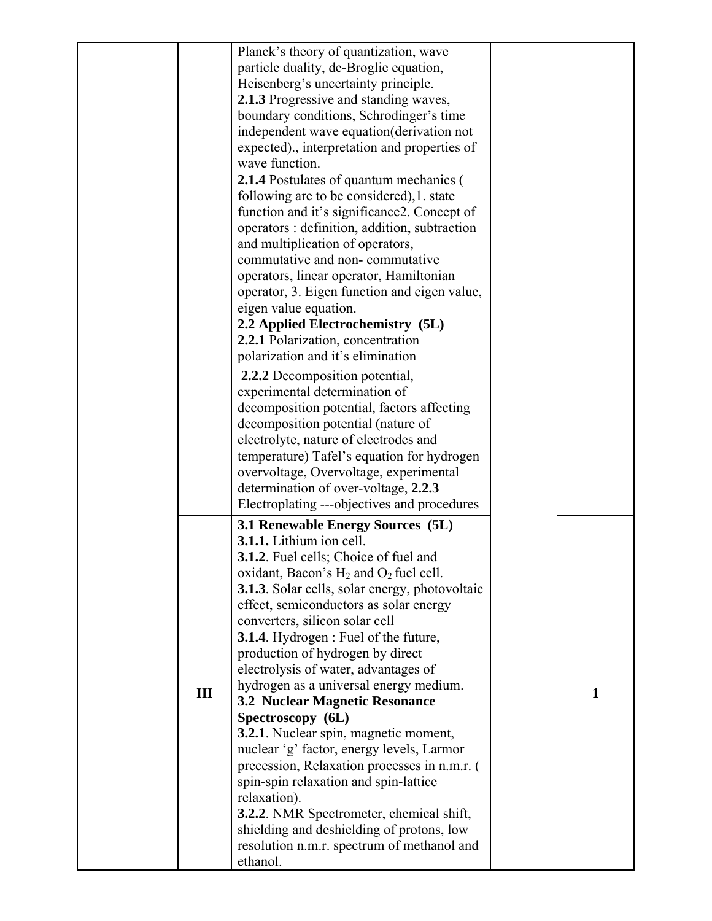|  |  |  |  |  |
|---|---|---|---|---|
|  |  | Planck's theory of quantization, wave particle duality, de-Broglie equation, Heisenberg's uncertainty principle.<br>**2.1.3** Progressive and standing waves, boundary conditions, Schrodinger's time independent wave equation(derivation not expected)., interpretation and properties of wave function.<br>**2.1.4** Postulates of quantum mechanics ( following are to be considered),1. state function and it's significance2. Concept of operators : definition, addition, subtraction and multiplication of operators, commutative and non- commutative operators, linear operator, Hamiltonian operator, 3. Eigen function and eigen value, eigen value equation.<br>**2.2 Applied Electrochemistry (5L)**<br>**2.2.1** Polarization, concentration polarization and it's elimination<br>**2.2.2** Decomposition potential, experimental determination of decomposition potential, factors affecting decomposition potential (nature of electrolyte, nature of electrodes and temperature) Tafel's equation for hydrogen overvoltage, Overvoltage, experimental determination of over-voltage, **2.2.3** Electroplating ---objectives and procedures |  |  |
|  | **III** | **3.1 Renewable Energy Sources (5L)**<br>**3.1.1.** Lithium ion cell.<br>**3.1.2**. Fuel cells; Choice of fuel and oxidant, Bacon's $H_2$ and $O_2$ fuel cell.<br>**3.1.3**. Solar cells, solar energy, photovoltaic effect, semiconductors as solar energy converters, silicon solar cell<br>**3.1.4**. Hydrogen : Fuel of the future, production of hydrogen by direct electrolysis of water, advantages of hydrogen as a universal energy medium.<br>**3.2 Nuclear Magnetic Resonance Spectroscopy (6L)**<br>**3.2.1**. Nuclear spin, magnetic moment, nuclear 'g' factor, energy levels, Larmor precession, Relaxation processes in n.m.r. ( spin-spin relaxation and spin-lattice relaxation).<br>**3.2.2**. NMR Spectrometer, chemical shift, shielding and deshielding of protons, low resolution n.m.r. spectrum of methanol and ethanol. |  | **1** |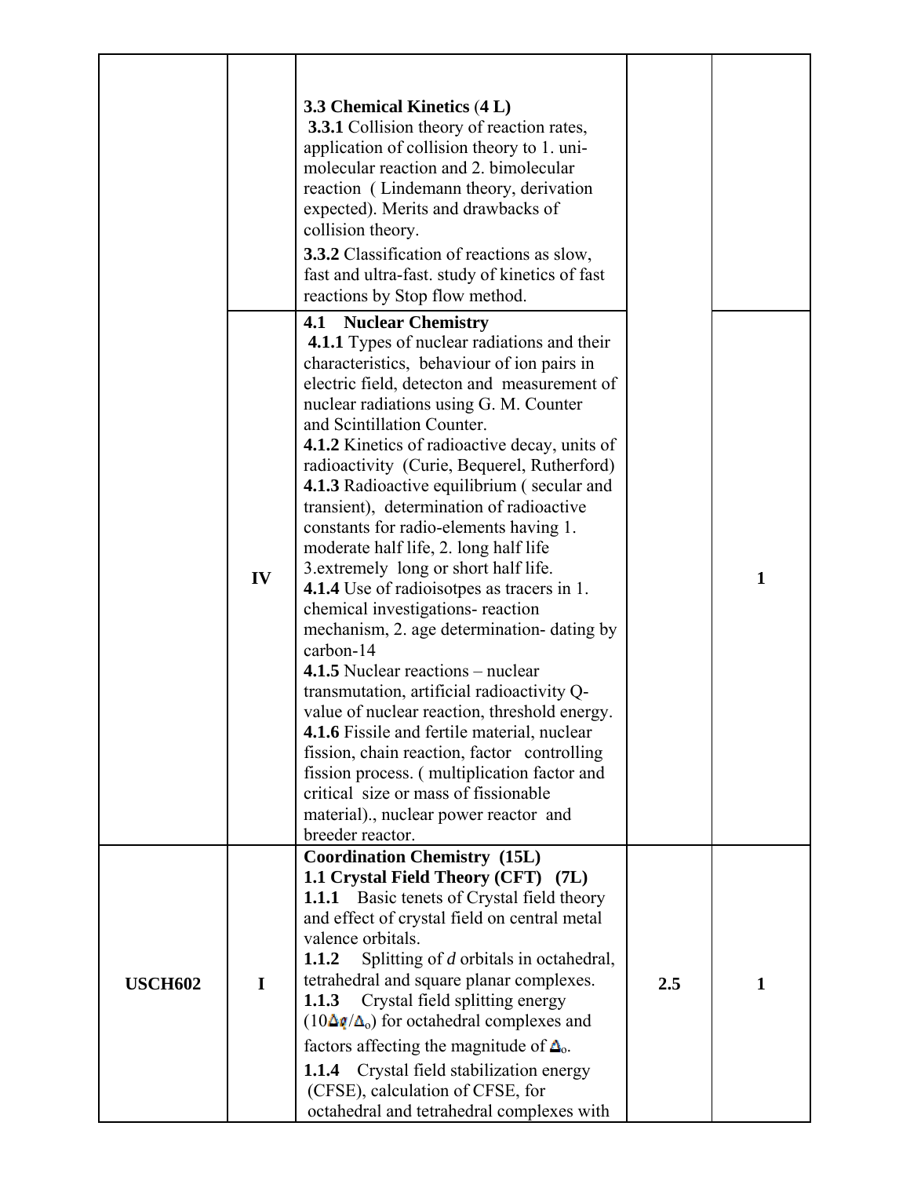| | | | | |
|---|---|---|---|---|
| | | **3.3 Chemical Kinetics (4 L)**<br>**3.3.1** Collision theory of reaction rates, application of collision theory to 1. uni-molecular reaction and 2. bimolecular reaction ( Lindemann theory, derivation expected). Merits and drawbacks of collision theory.<br>**3.3.2** Classification of reactions as slow, fast and ultra-fast. study of kinetics of fast reactions by Stop flow method. | | |
| | **IV** | **4.1 Nuclear Chemistry**<br>**4.1.1** Types of nuclear radiations and their characteristics, behaviour of ion pairs in electric field, detecton and measurement of nuclear radiations using G. M. Counter and Scintillation Counter.<br>**4.1.2** Kinetics of radioactive decay, units of radioactivity (Curie, Bequerel, Rutherford)<br>**4.1.3** Radioactive equilibrium ( secular and transient), determination of radioactive constants for radio-elements having 1. moderate half life, 2. long half life 3.extremely long or short half life.<br>**4.1.4** Use of radioisotpes as tracers in 1. chemical investigations- reaction mechanism, 2. age determination- dating by carbon-14<br>**4.1.5** Nuclear reactions – nuclear transmutation, artificial radioactivity Q-value of nuclear reaction, threshold energy.<br>**4.1.6** Fissile and fertile material, nuclear fission, chain reaction, factor controlling fission process. ( multiplication factor and critical size or mass of fissionable material)., nuclear power reactor and breeder reactor. | | **1** |
| **USCH602** | **I** | **Coordination Chemistry (15L)**<br>**1.1 Crystal Field Theory (CFT) (7L)**<br>**1.1.1** Basic tenets of Crystal field theory and effect of crystal field on central metal valence orbitals.<br>**1.1.2** Splitting of *d* orbitals in octahedral, tetrahedral and square planar complexes.<br>**1.1.3** Crystal field splitting energy ($10Dq/\Delta_o$) for octahedral complexes and factors affecting the magnitude of $\Delta_o$.<br>**1.1.4** Crystal field stabilization energy (CFSE), calculation of CFSE, for octahedral and tetrahedral complexes with | **2.5** | **1** |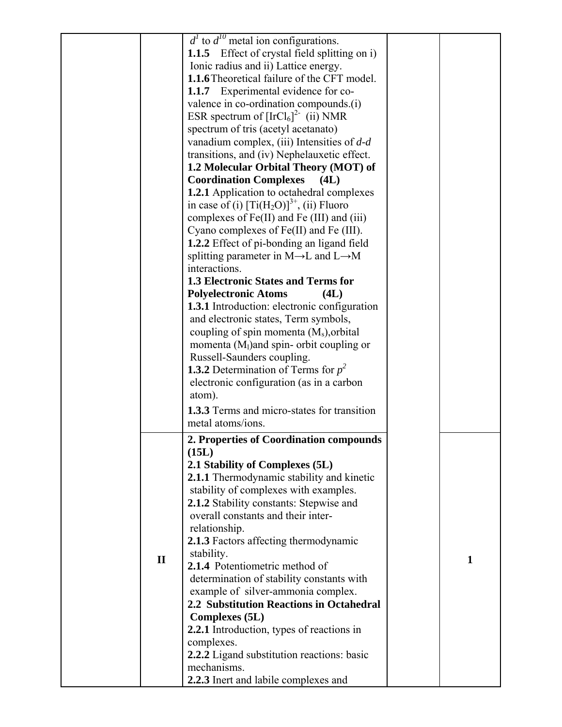| | | | | |
|---|---|---|---|---|
| | | $d^1$ to $d^{10}$ metal ion configurations.<br>**1.1.5** Effect of crystal field splitting on i) Ionic radius and ii) Lattice energy.<br>**1.1.6** Theoretical failure of the CFT model.<br>**1.1.7** Experimental evidence for co-valence in co-ordination compounds.(i) ESR spectrum of $[IrCl_6]^{2-}$ (ii) NMR spectrum of tris (acetyl acetanato) vanadium complex, (iii) Intensities of *d-d* transitions, and (iv) Nephelauxetic effect.<br>**1.2 Molecular Orbital Theory (MOT) of Coordination Complexes (4L)**<br>**1.2.1** Application to octahedral complexes in case of (i) $[Ti(H_2O)]^{3+}$, (ii) Fluoro complexes of Fe(II) and Fe (III) and (iii) Cyano complexes of Fe(II) and Fe (III).<br>**1.2.2** Effect of pi-bonding an ligand field splitting parameter in M→L and L→M interactions.<br>**1.3 Electronic States and Terms for Polyelectronic Atoms (4L)**<br>**1.3.1** Introduction: electronic configuration and electronic states, Term symbols, coupling of spin momenta ($M_s$),orbital momenta ($M_l$)and spin- orbit coupling or Russell-Saunders coupling.<br>**1.3.2** Determination of Terms for $p^2$ electronic configuration (as in a carbon atom).<br>**1.3.3** Terms and micro-states for transition metal atoms/ions. | | |
| | **II** | **2. Properties of Coordination compounds (15L)**<br>**2.1 Stability of Complexes (5L)**<br>**2.1.1** Thermodynamic stability and kinetic stability of complexes with examples.<br>**2.1.2** Stability constants: Stepwise and overall constants and their inter-relationship.<br>**2.1.3** Factors affecting thermodynamic stability.<br>**2.1.4** Potentiometric method of determination of stability constants with example of silver-ammonia complex.<br>**2.2 Substitution Reactions in Octahedral Complexes (5L)**<br>**2.2.1** Introduction, types of reactions in complexes.<br>**2.2.2** Ligand substitution reactions: basic mechanisms.<br>**2.2.3** Inert and labile complexes and | | **1** |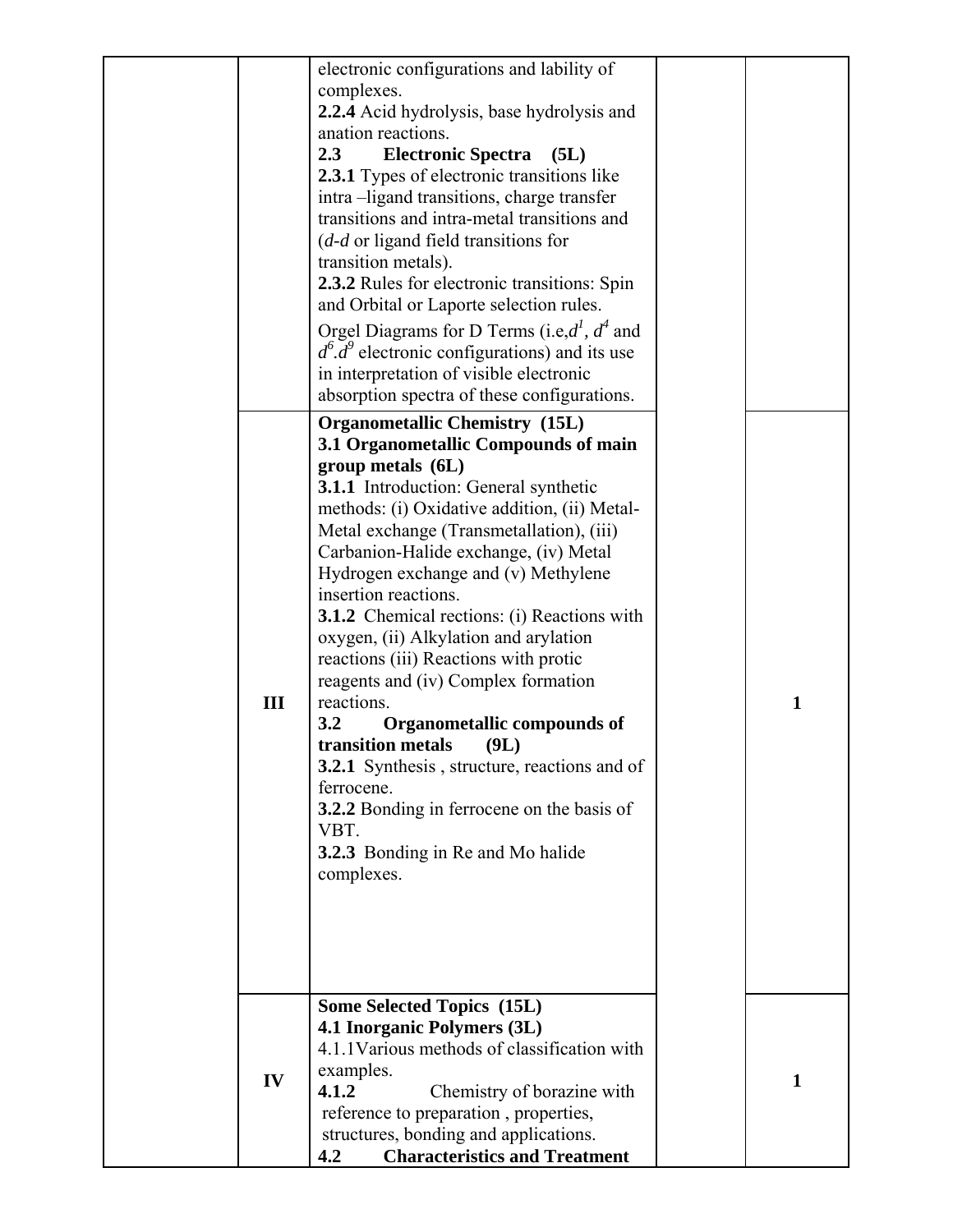| | | | | |
|---|---|---|---|---|
| | | electronic configurations and lability of complexes.<br>**2.2.4** Acid hydrolysis, base hydrolysis and anation reactions.<br>**2.3 Electronic Spectra (5L)**<br>**2.3.1** Types of electronic transitions like intra –ligand transitions, charge transfer transitions and intra-metal transitions and (*d-d* or ligand field transitions for transition metals).<br>**2.3.2** Rules for electronic transitions: Spin and Orbital or Laporte selection rules.<br>Orgel Diagrams for D Terms (i.e,$d^1$, $d^4$ and $d^6$.$d^9$ electronic configurations) and its use in interpretation of visible electronic absorption spectra of these configurations. | | |
| | **III** | **Organometallic Chemistry (15L)**<br>**3.1 Organometallic Compounds of main group metals (6L)**<br>**3.1.1** Introduction: General synthetic methods: (i) Oxidative addition, (ii) Metal-Metal exchange (Transmetallation), (iii) Carbanion-Halide exchange, (iv) Metal Hydrogen exchange and (v) Methylene insertion reactions.<br>**3.1.2** Chemical rections: (i) Reactions with oxygen, (ii) Alkylation and arylation reactions (iii) Reactions with protic reagents and (iv) Complex formation reactions.<br>**3.2 Organometallic compounds of transition metals (9L)**<br>**3.2.1** Synthesis , structure, reactions and of ferrocene.<br>**3.2.2** Bonding in ferrocene on the basis of VBT.<br>**3.2.3** Bonding in Re and Mo halide complexes. | | **1** |
| | **IV** | **Some Selected Topics (15L)**<br>**4.1 Inorganic Polymers (3L)**<br>4.1.1Various methods of classification with examples.<br>**4.1.2** Chemistry of borazine with reference to preparation , properties, structures, bonding and applications.<br>**4.2 Characteristics and Treatment** | | **1** |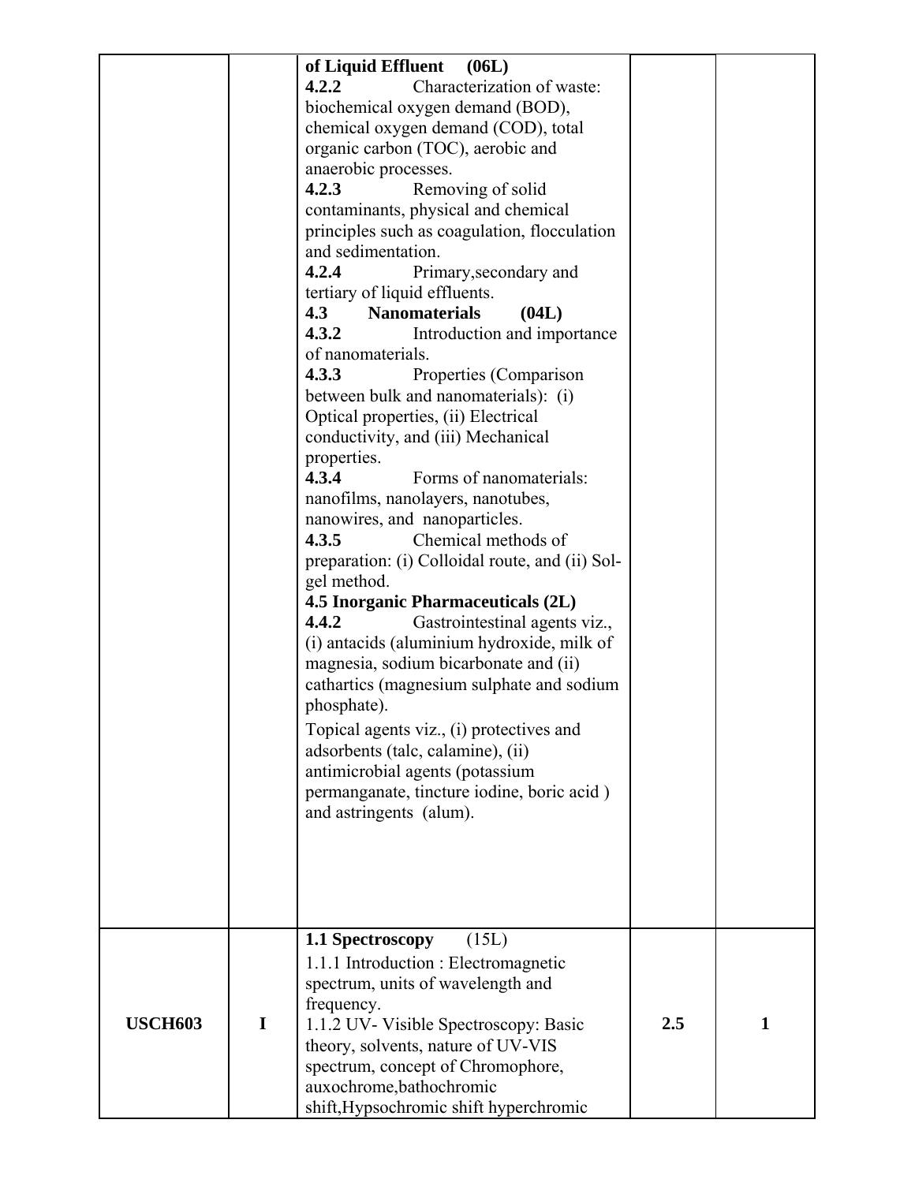| | | | | |
|---|---|---|---|---|
| | | **of Liquid Effluent (06L)**<br>**4.2.2** Characterization of waste: biochemical oxygen demand (BOD), chemical oxygen demand (COD), total organic carbon (TOC), aerobic and anaerobic processes.<br>**4.2.3** Removing of solid contaminants, physical and chemical principles such as coagulation, flocculation and sedimentation.<br>**4.2.4** Primary,secondary and tertiary of liquid effluents.<br>**4.3 Nanomaterials (04L)**<br>**4.3.2** Introduction and importance of nanomaterials.<br>**4.3.3** Properties (Comparison between bulk and nanomaterials): (i) Optical properties, (ii) Electrical conductivity, and (iii) Mechanical properties.<br>**4.3.4** Forms of nanomaterials: nanofilms, nanolayers, nanotubes, nanowires, and nanoparticles.<br>**4.3.5** Chemical methods of preparation: (i) Colloidal route, and (ii) Sol-gel method.<br>**4.5 Inorganic Pharmaceuticals (2L)**<br>**4.4.2** Gastrointestinal agents viz., (i) antacids (aluminium hydroxide, milk of magnesia, sodium bicarbonate and (ii) cathartics (magnesium sulphate and sodium phosphate).<br>Topical agents viz., (i) protectives and adsorbents (talc, calamine), (ii) antimicrobial agents (potassium permanganate, tincture iodine, boric acid ) and astringents (alum). | | |
| **USCH603** | **I** | **1.1 Spectroscopy** (15L)<br>1.1.1 Introduction : Electromagnetic spectrum, units of wavelength and frequency.<br>1.1.2 UV- Visible Spectroscopy: Basic theory, solvents, nature of UV-VIS spectrum, concept of Chromophore, auxochrome,bathochromic shift,Hypsochromic shift hyperchromic | **2.5** | **1** |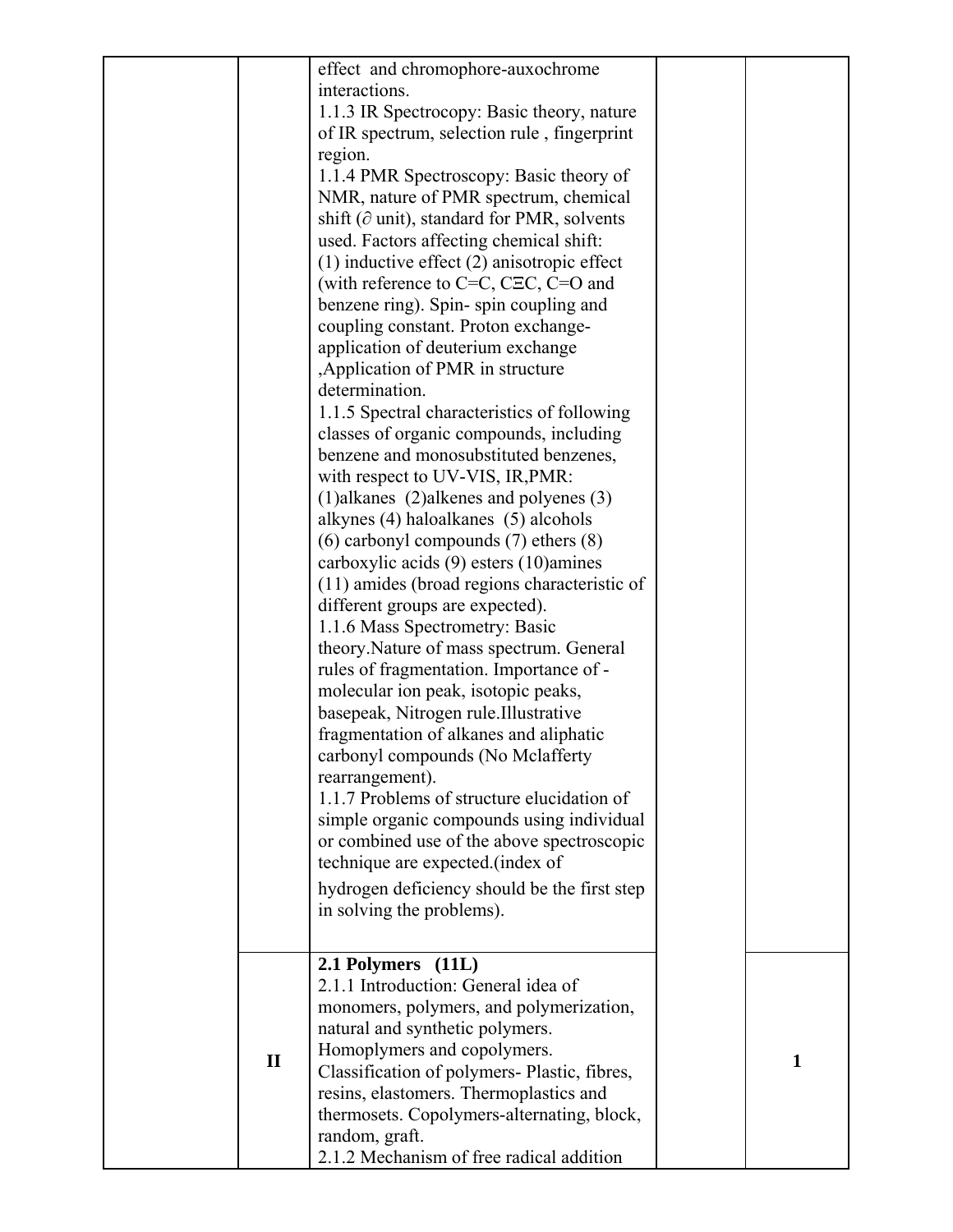| | | | | |
|---|---|---|---|---|
| | | effect and chromophore-auxochrome interactions.<br>1.1.3 IR Spectrocopy: Basic theory, nature of IR spectrum, selection rule , fingerprint region.<br>1.1.4 PMR Spectroscopy: Basic theory of NMR, nature of PMR spectrum, chemical shift (∂ unit), standard for PMR, solvents used. Factors affecting chemical shift: (1) inductive effect (2) anisotropic effect (with reference to C=C, CΞC, C=O and benzene ring). Spin- spin coupling and coupling constant. Proton exchange-application of deuterium exchange ,Application of PMR in structure determination.<br>1.1.5 Spectral characteristics of following classes of organic compounds, including benzene and monosubstituted benzenes, with respect to UV-VIS, IR,PMR: (1)alkanes (2)alkenes and polyenes (3) alkynes (4) haloalkanes (5) alcohols (6) carbonyl compounds (7) ethers (8) carboxylic acids (9) esters (10)amines (11) amides (broad regions characteristic of different groups are expected).<br>1.1.6 Mass Spectrometry: Basic theory.Nature of mass spectrum. General rules of fragmentation. Importance of - molecular ion peak, isotopic peaks, basepeak, Nitrogen rule.Illustrative fragmentation of alkanes and aliphatic carbonyl compounds (No Mclafferty rearrangement).<br>1.1.7 Problems of structure elucidation of simple organic compounds using individual or combined use of the above spectroscopic technique are expected.(index of hydrogen deficiency should be the first step in solving the problems). | | |
| | **II** | **2.1 Polymers (11L)**<br>2.1.1 Introduction: General idea of monomers, polymers, and polymerization, natural and synthetic polymers. Homoplymers and copolymers. Classification of polymers- Plastic, fibres, resins, elastomers. Thermoplastics and thermosets. Copolymers-alternating, block, random, graft.<br>2.1.2 Mechanism of free radical addition | | **1** |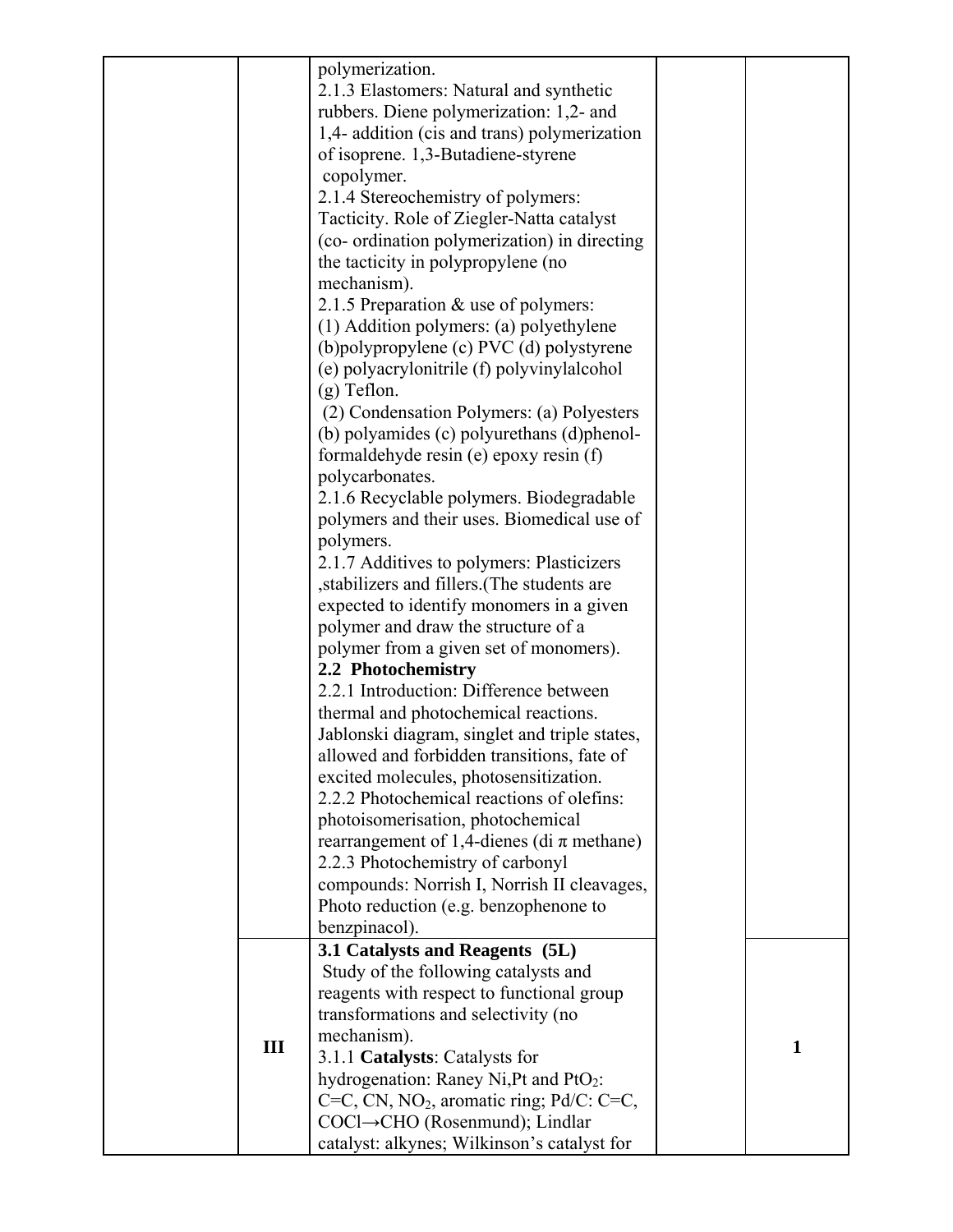| | | | | |
|---|---|---|---|---|
| | | polymerization.<br>2.1.3 Elastomers: Natural and synthetic rubbers. Diene polymerization: 1,2- and 1,4- addition (cis and trans) polymerization of isoprene. 1,3-Butadiene-styrene copolymer.<br>2.1.4 Stereochemistry of polymers: Tacticity. Role of Ziegler-Natta catalyst (co- ordination polymerization) in directing the tacticity in polypropylene (no mechanism).<br>2.1.5 Preparation & use of polymers:<br>(1) Addition polymers: (a) polyethylene (b)polypropylene (c) PVC (d) polystyrene (e) polyacrylonitrile (f) polyvinylalcohol (g) Teflon.<br>(2) Condensation Polymers: (a) Polyesters (b) polyamides (c) polyurethans (d)phenol-formaldehyde resin (e) epoxy resin (f) polycarbonates.<br>2.1.6 Recyclable polymers. Biodegradable polymers and their uses. Biomedical use of polymers.<br>2.1.7 Additives to polymers: Plasticizers ,stabilizers and fillers.(The students are expected to identify monomers in a given polymer and draw the structure of a polymer from a given set of monomers).<br>**2.2 Photochemistry**<br>2.2.1 Introduction: Difference between thermal and photochemical reactions. Jablonski diagram, singlet and triple states, allowed and forbidden transitions, fate of excited molecules, photosensitization.<br>2.2.2 Photochemical reactions of olefins: photoisomerisation, photochemical rearrangement of 1,4-dienes (di π methane)<br>2.2.3 Photochemistry of carbonyl compounds: Norrish I, Norrish II cleavages, Photo reduction (e.g. benzophenone to benzpinacol). | | |
| | **III** | **3.1 Catalysts and Reagents (5L)**<br>Study of the following catalysts and reagents with respect to functional group transformations and selectivity (no mechanism).<br>3.1.1 **Catalysts**: Catalysts for hydrogenation: Raney Ni,Pt and $PtO_2$: C=C, CN, $NO_2$, aromatic ring; Pd/C: C=C, COCl→CHO (Rosenmund); Lindlar catalyst: alkynes; Wilkinson's catalyst for | | **1** |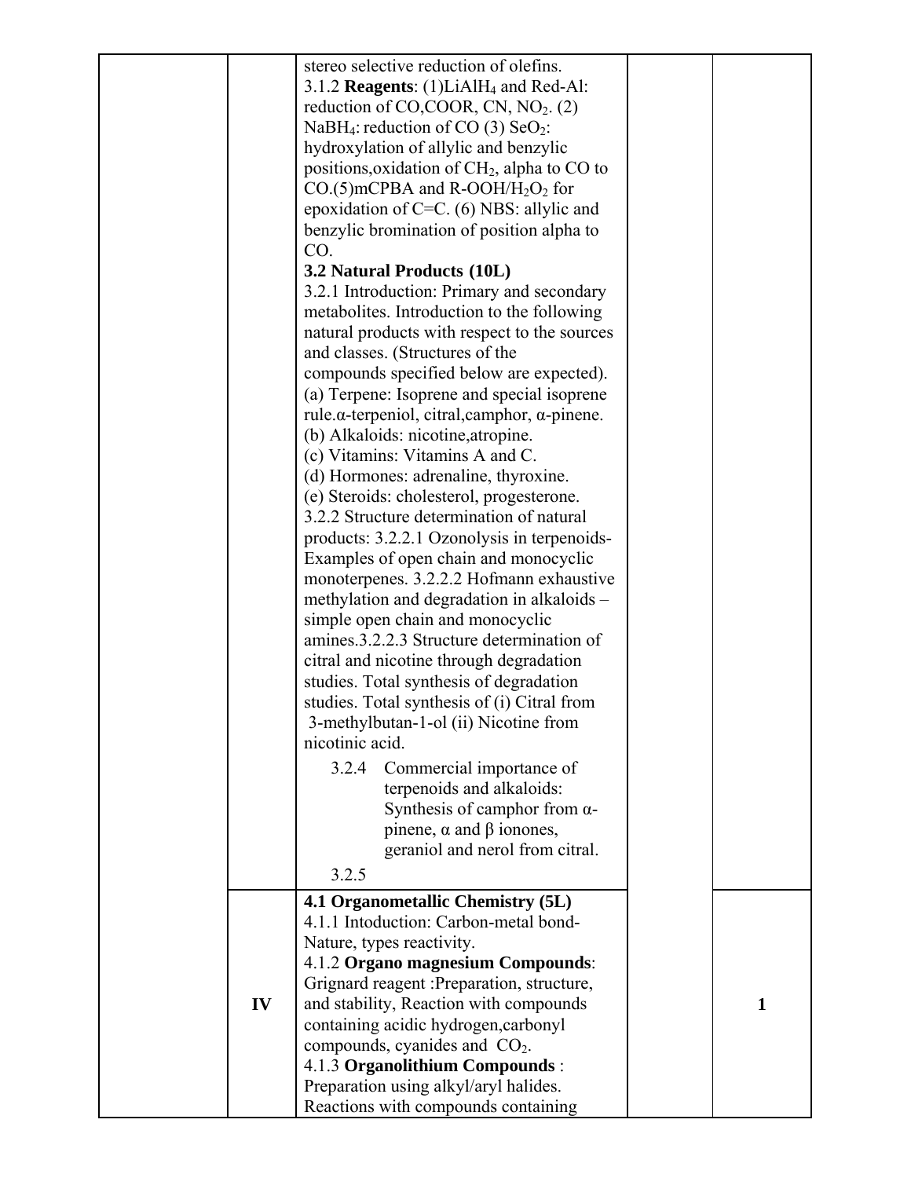| | | | | |
|---|---|---|---|---|
| | | stereo selective reduction of olefins.<br>3.1.2 **Reagents**: (1)$LiAlH_4$ and Red-Al: reduction of CO,COOR, CN, $NO_2$. (2) $NaBH_4$: reduction of CO (3) $SeO_2$: hydroxylation of allylic and benzylic positions,oxidation of $CH_2$, alpha to CO to CO.(5)mCPBA and R-OOH/$H_2O_2$ for epoxidation of C=C. (6) NBS: allylic and benzylic bromination of position alpha to CO.<br>**3.2 Natural Products (10L)**<br>3.2.1 Introduction: Primary and secondary metabolites. Introduction to the following natural products with respect to the sources and classes. (Structures of the compounds specified below are expected).<br>(a) Terpene: Isoprene and special isoprene rule.α-terpeniol, citral,camphor, α-pinene.<br>(b) Alkaloids: nicotine,atropine.<br>(c) Vitamins: Vitamins A and C.<br>(d) Hormones: adrenaline, thyroxine.<br>(e) Steroids: cholesterol, progesterone.<br>3.2.2 Structure determination of natural products: 3.2.2.1 Ozonolysis in terpenoids- Examples of open chain and monocyclic monoterpenes. 3.2.2.2 Hofmann exhaustive methylation and degradation in alkaloids – simple open chain and monocyclic amines.3.2.2.3 Structure determination of citral and nicotine through degradation studies. Total synthesis of degradation studies. Total synthesis of (i) Citral from 3-methylbutan-1-ol (ii) Nicotine from nicotinic acid.<br>3.2.4 Commercial importance of terpenoids and alkaloids: Synthesis of camphor from α-pinene, α and β ionones, geraniol and nerol from citral.<br>3.2.5 | | |
| | IV | **4.1 Organometallic Chemistry (5L)**<br>4.1.1 Intoduction: Carbon-metal bond- Nature, types reactivity.<br>4.1.2 **Organo magnesium Compounds**: Grignard reagent :Preparation, structure, and stability, Reaction with compounds containing acidic hydrogen,carbonyl compounds, cyanides and $CO_2$.<br>4.1.3 **Organolithium Compounds** : Preparation using alkyl/aryl halides. Reactions with compounds containing | | 1 |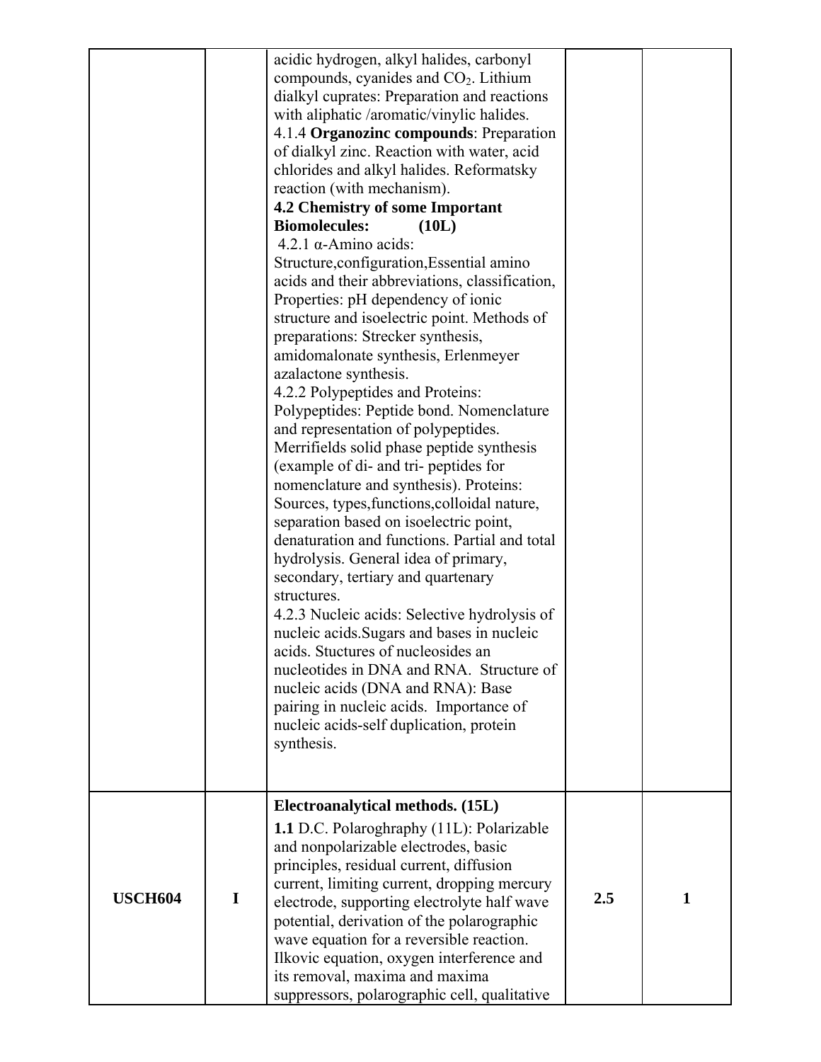| | | | | |
|---|---|---|---|---|
| | | acidic hydrogen, alkyl halides, carbonyl compounds, cyanides and $CO_2$. Lithium dialkyl cuprates: Preparation and reactions with aliphatic /aromatic/vinylic halides.<br>4.1.4 **Organozinc compounds**: Preparation of dialkyl zinc. Reaction with water, acid chlorides and alkyl halides. Reformatsky reaction (with mechanism).<br>**4.2 Chemistry of some Important Biomolecules: (10L)**<br>4.2.1 α-Amino acids: Structure,configuration,Essential amino acids and their abbreviations, classification, Properties: pH dependency of ionic structure and isoelectric point. Methods of preparations: Strecker synthesis, amidomalonate synthesis, Erlenmeyer azalactone synthesis.<br>4.2.2 Polypeptides and Proteins: Polypeptides: Peptide bond. Nomenclature and representation of polypeptides. Merrifields solid phase peptide synthesis (example of di- and tri- peptides for nomenclature and synthesis). Proteins: Sources, types,functions,colloidal nature, separation based on isoelectric point, denaturation and functions. Partial and total hydrolysis. General idea of primary, secondary, tertiary and quartenary structures.<br>4.2.3 Nucleic acids: Selective hydrolysis of nucleic acids.Sugars and bases in nucleic acids. Stuctures of nucleosides an nucleotides in DNA and RNA. Structure of nucleic acids (DNA and RNA): Base pairing in nucleic acids. Importance of nucleic acids-self duplication, protein synthesis. | | |
| **USCH604** | **I** | **Electroanalytical methods. (15L)**<br>**1.1** D.C. Polaroghraphy (11L): Polarizable and nonpolarizable electrodes, basic principles, residual current, diffusion current, limiting current, dropping mercury electrode, supporting electrolyte half wave potential, derivation of the polarographic wave equation for a reversible reaction. Ilkovic equation, oxygen interference and its removal, maxima and maxima suppressors, polarographic cell, qualitative | **2.5** | **1** |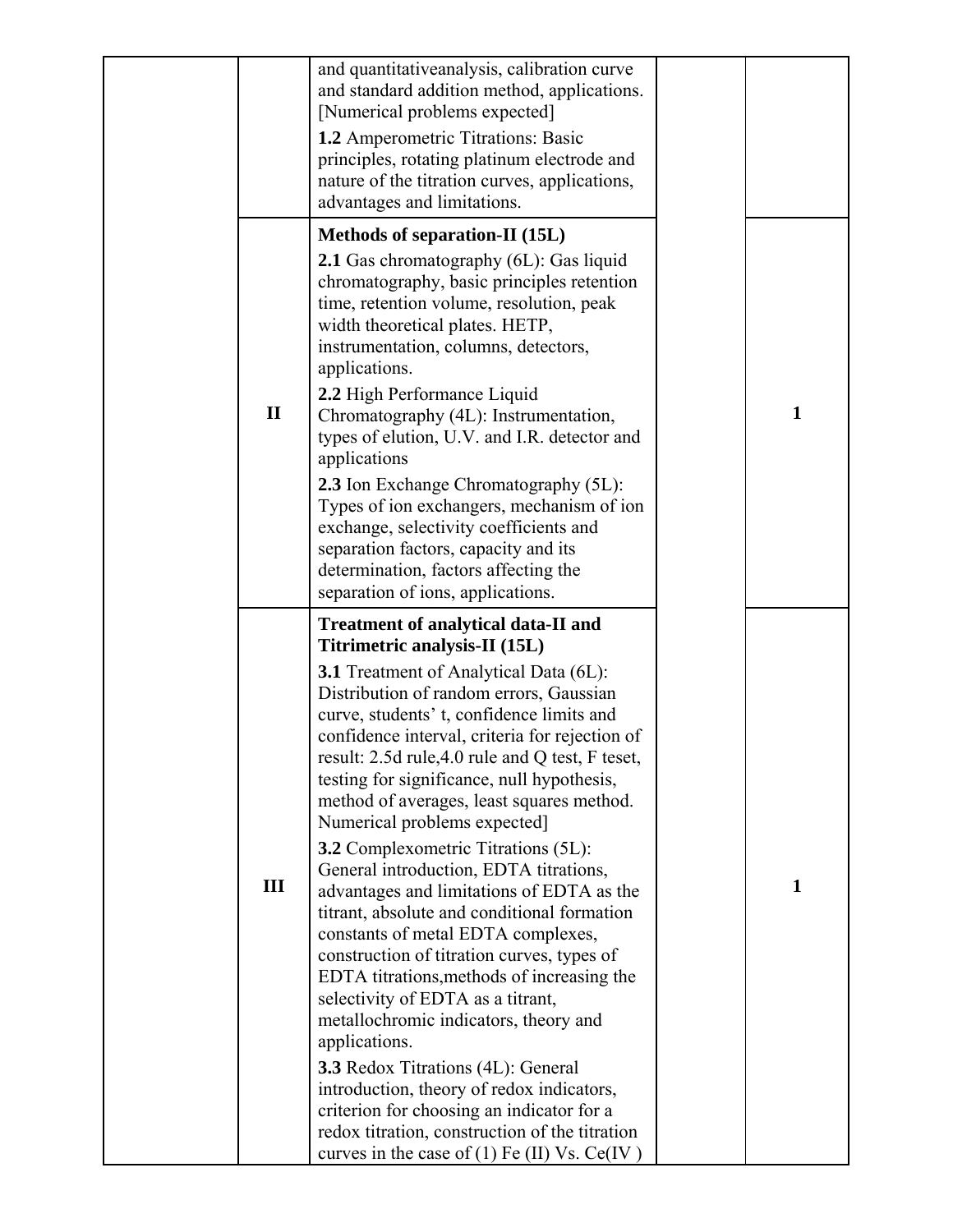| | | | | |
|---|---|---|---|---|
| | | and quantitativeanalysis, calibration curve and standard addition method, applications. [Numerical problems expected]<br><br>**1.2** Amperometric Titrations: Basic principles, rotating platinum electrode and nature of the titration curves, applications, advantages and limitations. | | |
| | **II** | **Methods of separation-II (15L)**<br><br>**2.1** Gas chromatography (6L): Gas liquid chromatography, basic principles retention time, retention volume, resolution, peak width theoretical plates. HETP, instrumentation, columns, detectors, applications.<br><br>**2.2** High Performance Liquid Chromatography (4L): Instrumentation, types of elution, U.V. and I.R. detector and applications<br><br>**2.3** Ion Exchange Chromatography (5L): Types of ion exchangers, mechanism of ion exchange, selectivity coefficients and separation factors, capacity and its determination, factors affecting the separation of ions, applications. | | **1** |
| | **III** | **Treatment of analytical data-II and Titrimetric analysis-II (15L)**<br><br>**3.1** Treatment of Analytical Data (6L): Distribution of random errors, Gaussian curve, students' t, confidence limits and confidence interval, criteria for rejection of result: 2.5d rule,4.0 rule and Q test, F teset, testing for significance, null hypothesis, method of averages, least squares method. Numerical problems expected]<br><br>**3.2** Complexometric Titrations (5L): General introduction, EDTA titrations, advantages and limitations of EDTA as the titrant, absolute and conditional formation constants of metal EDTA complexes, construction of titration curves, types of EDTA titrations,methods of increasing the selectivity of EDTA as a titrant, metallochromic indicators, theory and applications.<br><br>**3.3** Redox Titrations (4L): General introduction, theory of redox indicators, criterion for choosing an indicator for a redox titration, construction of the titration curves in the case of (1) Fe (II) Vs. Ce(IV ) | | **1** |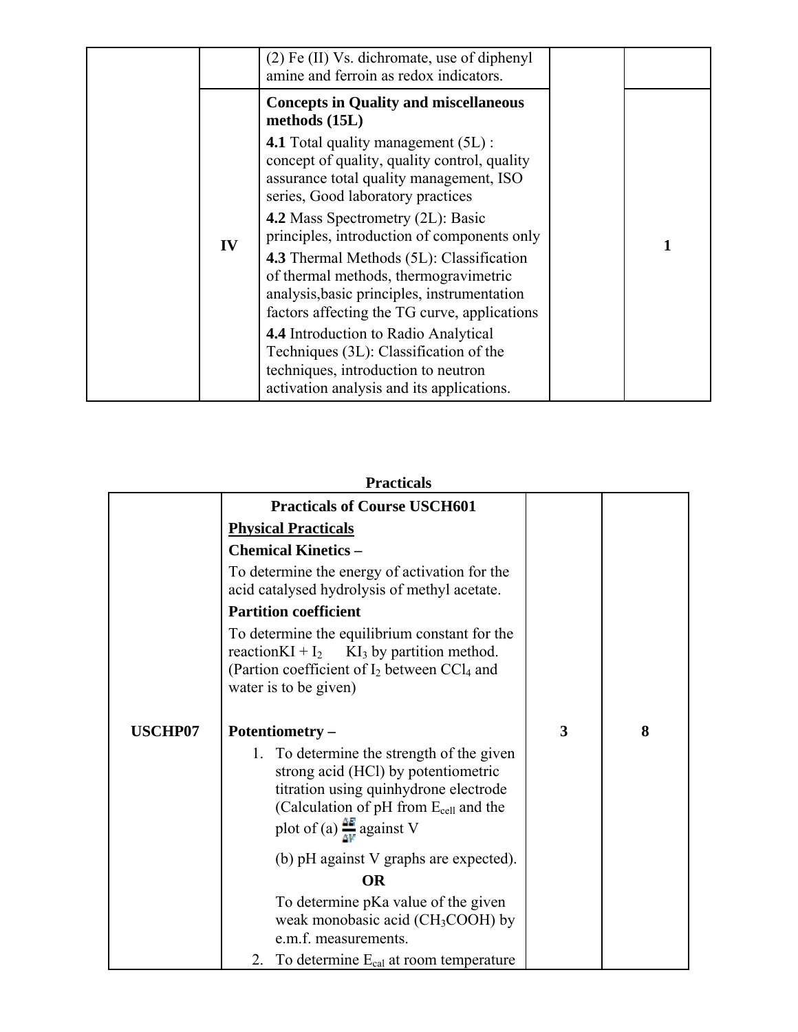| | | | | |
|---|---|---|---|---|
| | | (2) Fe (II) Vs. dichromate, use of diphenyl amine and ferroin as redox indicators. | | |
| | IV | **Concepts in Quality and miscellaneous methods (15L)**<br>**4.1** Total quality management (5L) : concept of quality, quality control, quality assurance total quality management, ISO series, Good laboratory practices<br>**4.2** Mass Spectrometry (2L): Basic principles, introduction of components only<br>**4.3** Thermal Methods (5L): Classification of thermal methods, thermogravimetric analysis,basic principles, instrumentation factors affecting the TG curve, applications<br>**4.4** Introduction to Radio Analytical Techniques (3L): Classification of the techniques, introduction to neutron activation analysis and its applications. | | 1 |

**Practicals**

| | | | |
|---|---|---|---|
| USCHP07 | **Practicals of Course USCH601**<br>**Physical Practicals**<br>**Chemical Kinetics –**<br>To determine the energy of activation for the acid catalysed hydrolysis of methyl acetate.<br>**Partition coefficient**<br>To determine the equilibrium constant for the reactionKI + $I_2$ $KI_3$ by partition method. (Partion coefficient of $I_2$ between $CCl_4$ and water is to be given)<br><br>**Potentiometry –**<br>1. To determine the strength of the given strong acid (HCl) by potentiometric titration using quinhydrone electrode (Calculation of pH from $E_{cell}$ and the plot of (a) $\frac{\Delta E}{\Delta V}$ against V<br>(b) pH against V graphs are expected).<br>**OR**<br>To determine pKa value of the given weak monobasic acid ($CH_3COOH$) by e.m.f. measurements.<br>2. To determine $E_{cal}$ at room temperature | 3 | 8 |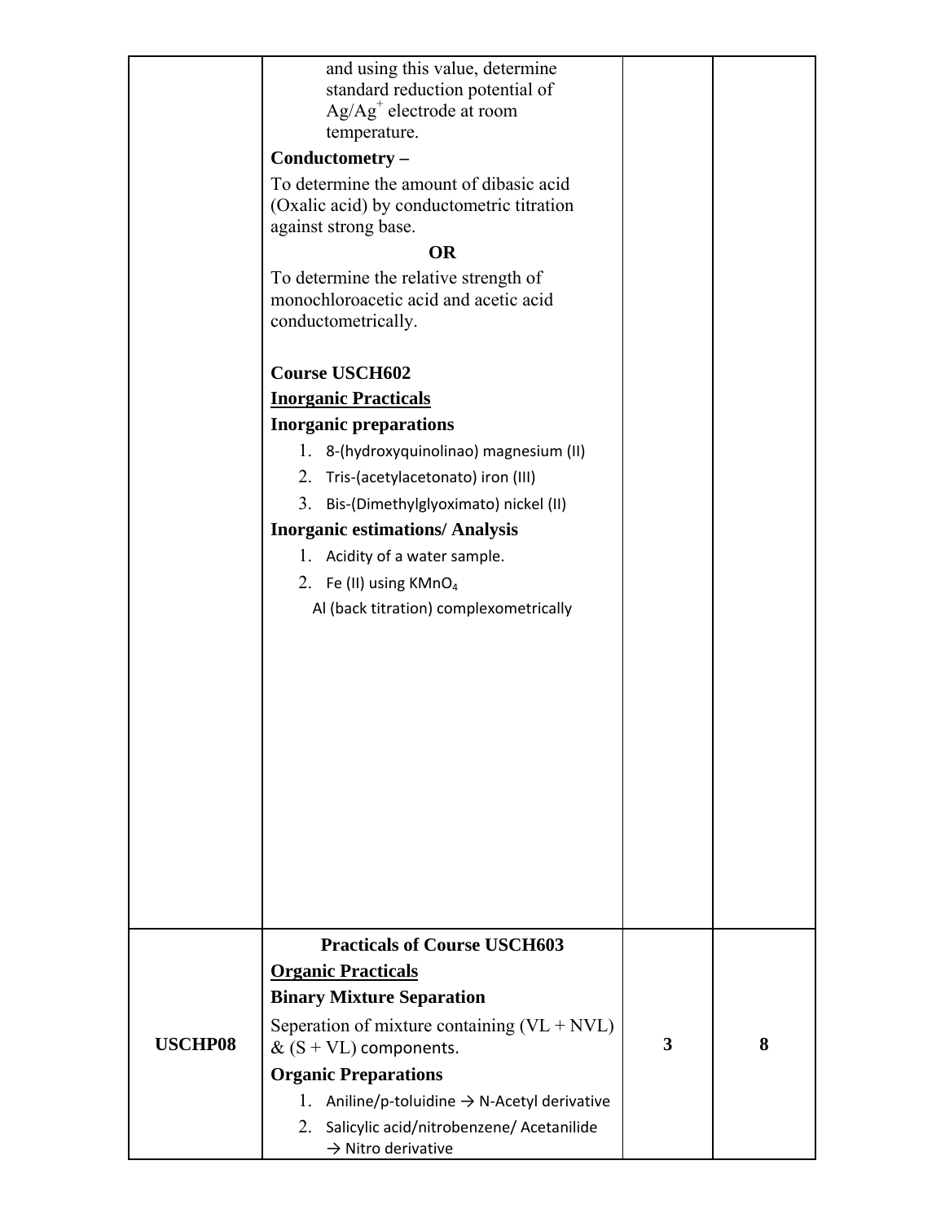| | | | |
|---|---|---|---|
| | and using this value, determine standard reduction potential of $Ag/Ag^{+}$ electrode at room temperature.<br>**Conductometry –**<br>To determine the amount of dibasic acid (Oxalic acid) by conductometric titration against strong base.<br>**OR**<br>To determine the relative strength of monochloroacetic acid and acetic acid conductometrically.<br><br>**Course USCH602**<br>**<u>Inorganic Practicals</u>**<br>**Inorganic preparations**<br>1. 8-(hydroxyquinolinao) magnesium (II)<br>2. Tris-(acetylacetonato) iron (III)<br>3. Bis-(Dimethylglyoximato) nickel (II)<br>**Inorganic estimations/ Analysis**<br>1. Acidity of a water sample.<br>2. Fe (II) using $KMnO_4$<br>Al (back titration) complexometrically | | |
| **USCHP08** | **Practicals of Course USCH603**<br>**<u>Organic Practicals</u>**<br>**Binary Mixture Separation**<br>Seperation of mixture containing (VL + NVL) & (S + VL) components.<br>**Organic Preparations**<br>1. Aniline/p-toluidine → N-Acetyl derivative<br>2. Salicylic acid/nitrobenzene/ Acetanilide → Nitro derivative | **3** | **8** |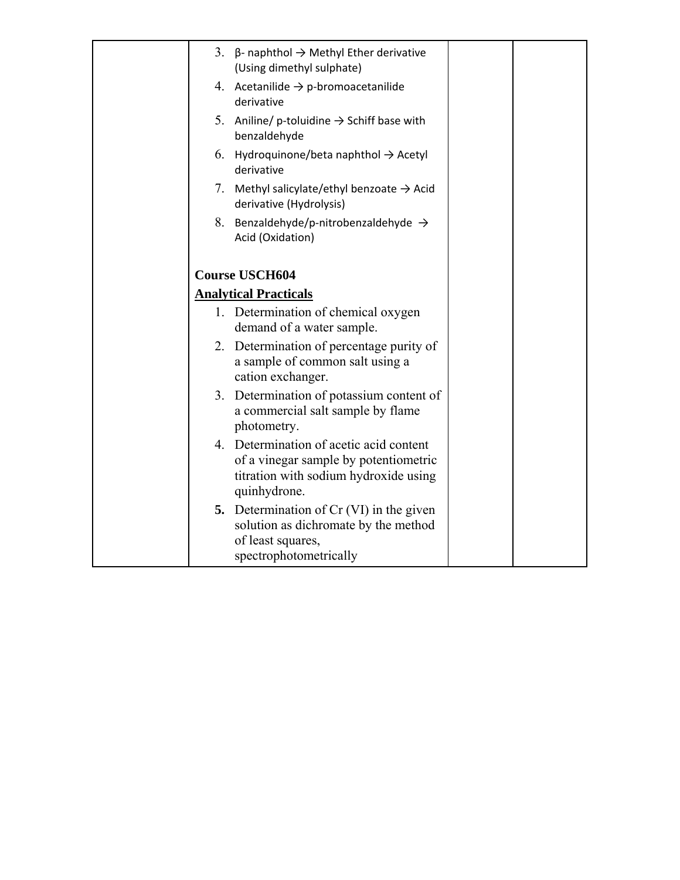| | | | |
|---|---|---|---|
| | 3. β- naphthol → Methyl Ether derivative (Using dimethyl sulphate)<br>4. Acetanilide → p-bromoacetanilide derivative<br>5. Aniline/ p-toluidine → Schiff base with benzaldehyde<br>6. Hydroquinone/beta naphthol → Acetyl derivative<br>7. Methyl salicylate/ethyl benzoate → Acid derivative (Hydrolysis)<br>8. Benzaldehyde/p-nitrobenzaldehyde → Acid (Oxidation)<br><br>**Course USCH604**<br>**Analytical Practicals**<br>1. Determination of chemical oxygen demand of a water sample.<br>2. Determination of percentage purity of a sample of common salt using a cation exchanger.<br>3. Determination of potassium content of a commercial salt sample by flame photometry.<br>4. Determination of acetic acid content of a vinegar sample by potentiometric titration with sodium hydroxide using quinhydrone.<br>**5.** Determination of Cr (VI) in the given solution as dichromate by the method of least squares, spectrophotometrically | | |